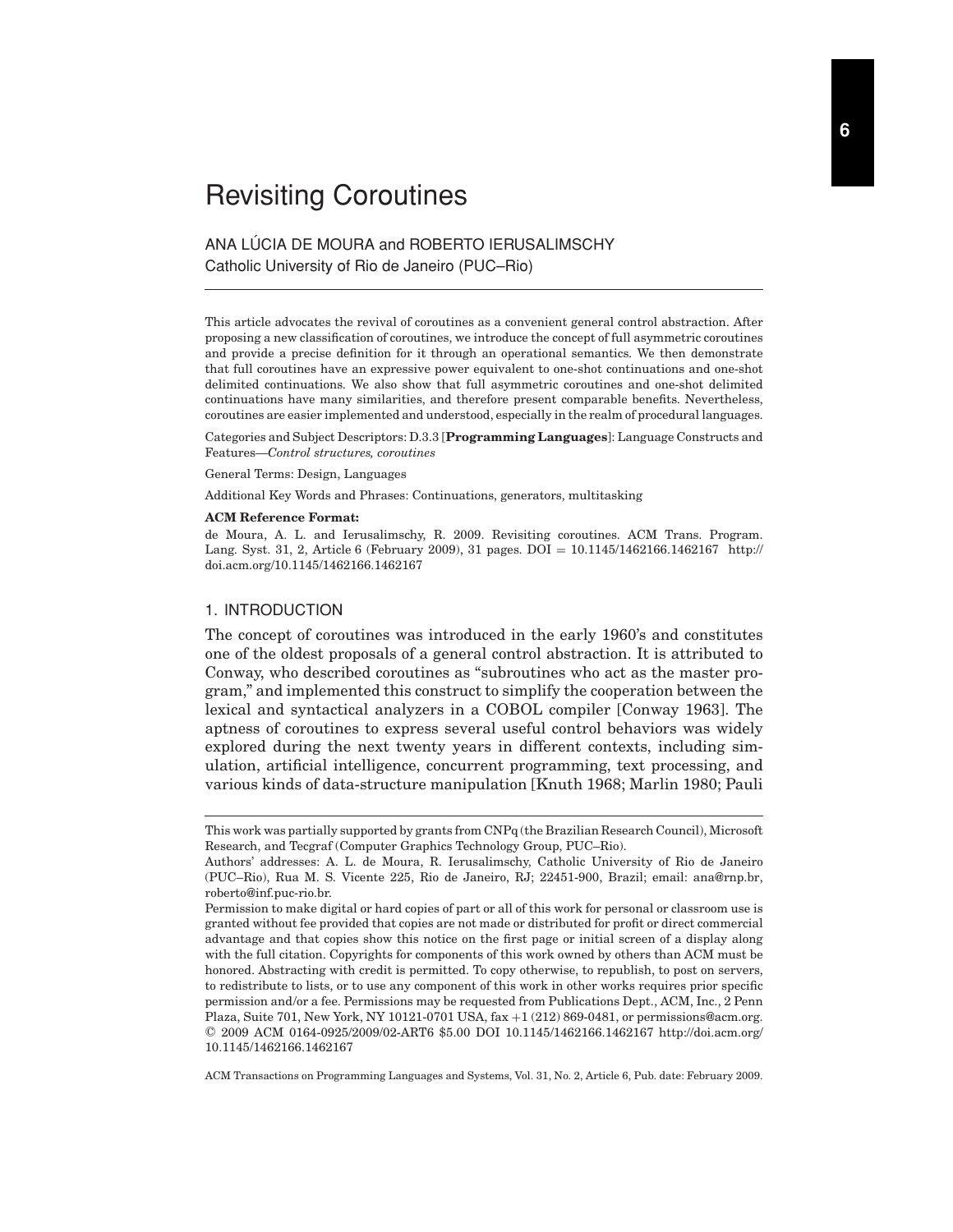# Revisiting Coroutines

ANA LÚCIA DE MOURA and ROBERTO IERUSALIMSCHY
Catholic University of Rio de Janeiro (PUC–Rio)

This article advocates the revival of coroutines as a convenient general control abstraction. After proposing a new classification of coroutines, we introduce the concept of full asymmetric coroutines and provide a precise definition for it through an operational semantics. We then demonstrate that full coroutines have an expressive power equivalent to one-shot continuations and one-shot delimited continuations. We also show that full asymmetric coroutines and one-shot delimited continuations have many similarities, and therefore present comparable benefits. Nevertheless, coroutines are easier implemented and understood, especially in the realm of procedural languages.

Categories and Subject Descriptors: D.3.3 [**Programming Languages**]: Language Constructs and Features—*Control structures, coroutines*

General Terms: Design, Languages

Additional Key Words and Phrases: Continuations, generators, multitasking

**ACM Reference Format:**

de Moura, A. L. and Ierusalimschy, R. 2009. Revisiting coroutines. ACM Trans. Program. Lang. Syst. 31, 2, Article 6 (February 2009), 31 pages. DOI = 10.1145/1462166.1462167 http://doi.acm.org/10.1145/1462166.1462167

## 1. INTRODUCTION

The concept of coroutines was introduced in the early 1960's and constitutes one of the oldest proposals of a general control abstraction. It is attributed to Conway, who described coroutines as "subroutines who act as the master program," and implemented this construct to simplify the cooperation between the lexical and syntactical analyzers in a COBOL compiler [Conway 1963]. The aptness of coroutines to express several useful control behaviors was widely explored during the next twenty years in different contexts, including simulation, artificial intelligence, concurrent programming, text processing, and various kinds of data-structure manipulation [Knuth 1968; Marlin 1980; Pauli

---

This work was partially supported by grants from CNPq (the Brazilian Research Council), Microsoft Research, and Tecgraf (Computer Graphics Technology Group, PUC–Rio).

Authors' addresses: A. L. de Moura, R. Ierusalimschy, Catholic University of Rio de Janeiro (PUC–Rio), Rua M. S. Vicente 225, Rio de Janeiro, RJ; 22451-900, Brazil; email: ana@rnp.br, roberto@inf.puc-rio.br.

Permission to make digital or hard copies of part or all of this work for personal or classroom use is granted without fee provided that copies are not made or distributed for profit or direct commercial advantage and that copies show this notice on the first page or initial screen of a display along with the full citation. Copyrights for components of this work owned by others than ACM must be honored. Abstracting with credit is permitted. To copy otherwise, to republish, to post on servers, to redistribute to lists, or to use any component of this work in other works requires prior specific permission and/or a fee. Permissions may be requested from Publications Dept., ACM, Inc., 2 Penn Plaza, Suite 701, New York, NY 10121-0701 USA, fax +1 (212) 869-0481, or permissions@acm.org.
© 2009 ACM 0164-0925/2009/02-ART6 $5.00 DOI 10.1145/1462166.1462167 http://doi.acm.org/10.1145/1462166.1462167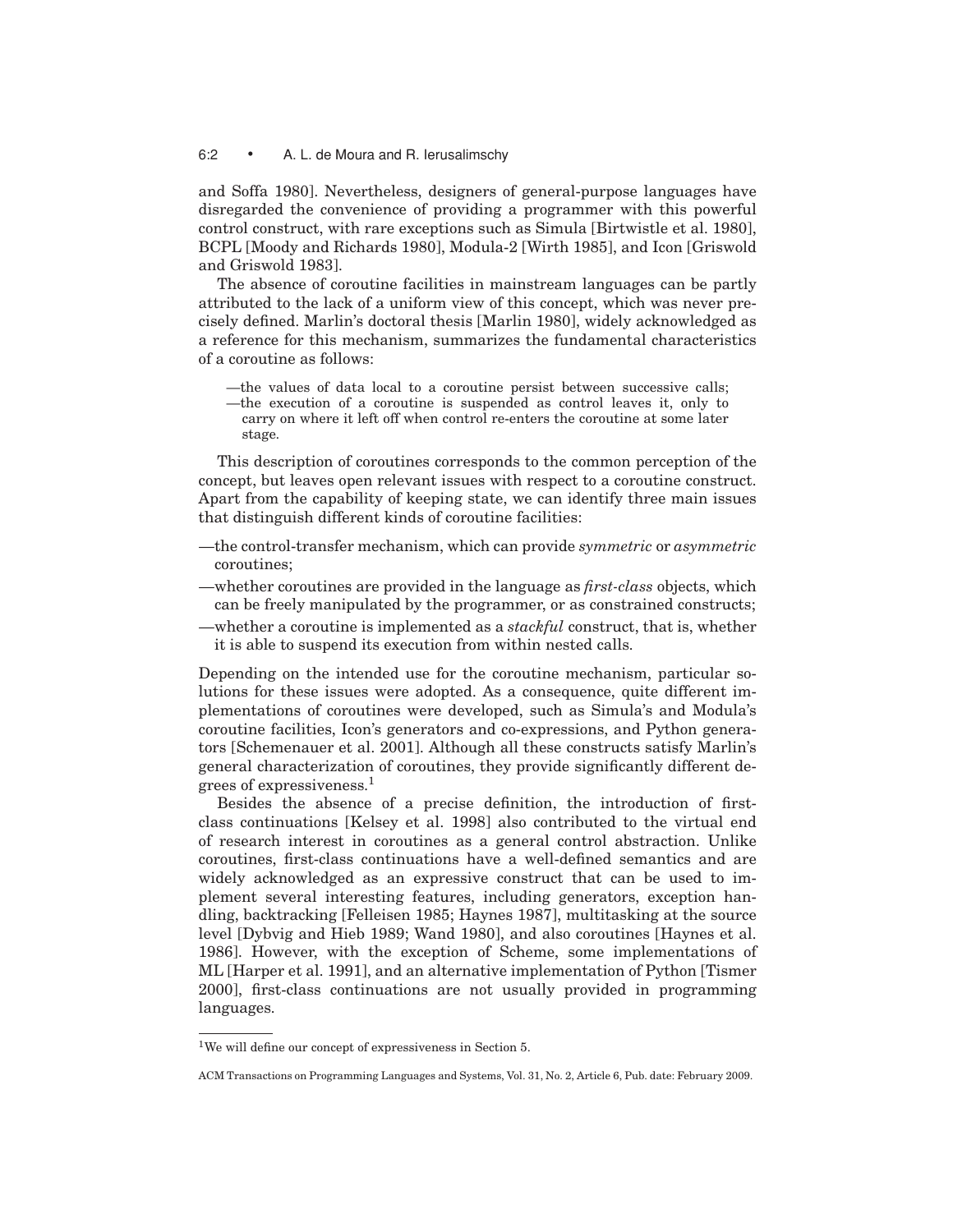and Soffa 1980]. Nevertheless, designers of general-purpose languages have disregarded the convenience of providing a programmer with this powerful control construct, with rare exceptions such as Simula [Birtwistle et al. 1980], BCPL [Moody and Richards 1980], Modula-2 [Wirth 1985], and Icon [Griswold and Griswold 1983].

The absence of coroutine facilities in mainstream languages can be partly attributed to the lack of a uniform view of this concept, which was never precisely defined. Marlin's doctoral thesis [Marlin 1980], widely acknowledged as a reference for this mechanism, summarizes the fundamental characteristics of a coroutine as follows:

- —the values of data local to a coroutine persist between successive calls;
- —the execution of a coroutine is suspended as control leaves it, only to carry on where it left off when control re-enters the coroutine at some later stage.

This description of coroutines corresponds to the common perception of the concept, but leaves open relevant issues with respect to a coroutine construct. Apart from the capability of keeping state, we can identify three main issues that distinguish different kinds of coroutine facilities:

- —the control-transfer mechanism, which can provide *symmetric* or *asymmetric* coroutines;
- —whether coroutines are provided in the language as *first-class* objects, which can be freely manipulated by the programmer, or as constrained constructs;
- —whether a coroutine is implemented as a *stackful* construct, that is, whether it is able to suspend its execution from within nested calls.

Depending on the intended use for the coroutine mechanism, particular solutions for these issues were adopted. As a consequence, quite different implementations of coroutines were developed, such as Simula's and Modula's coroutine facilities, Icon's generators and co-expressions, and Python generators [Schemenauer et al. 2001]. Although all these constructs satisfy Marlin's general characterization of coroutines, they provide significantly different degrees of expressiveness.[1]

Besides the absence of a precise definition, the introduction of first-class continuations [Kelsey et al. 1998] also contributed to the virtual end of research interest in coroutines as a general control abstraction. Unlike coroutines, first-class continuations have a well-defined semantics and are widely acknowledged as an expressive construct that can be used to implement several interesting features, including generators, exception handling, backtracking [Felleisen 1985; Haynes 1987], multitasking at the source level [Dybvig and Hieb 1989; Wand 1980], and also coroutines [Haynes et al. 1986]. However, with the exception of Scheme, some implementations of ML [Harper et al. 1991], and an alternative implementation of Python [Tismer 2000], first-class continuations are not usually provided in programming languages.

[1] We will define our concept of expressiveness in Section 5.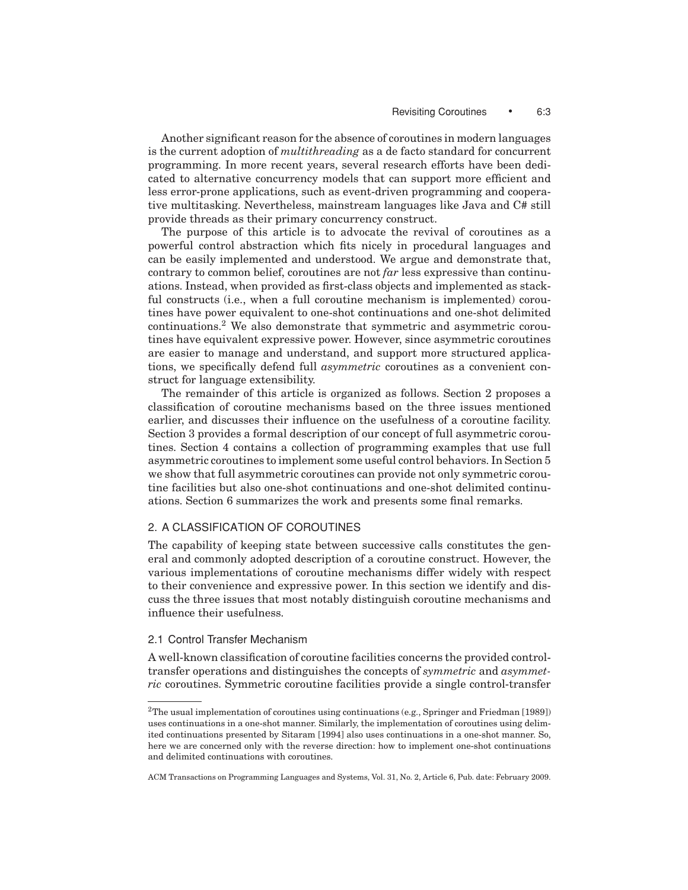Another significant reason for the absence of coroutines in modern languages is the current adoption of *multithreading* as a de facto standard for concurrent programming. In more recent years, several research efforts have been dedicated to alternative concurrency models that can support more efficient and less error-prone applications, such as event-driven programming and cooperative multitasking. Nevertheless, mainstream languages like Java and C# still provide threads as their primary concurrency construct.

The purpose of this article is to advocate the revival of coroutines as a powerful control abstraction which fits nicely in procedural languages and can be easily implemented and understood. We argue and demonstrate that, contrary to common belief, coroutines are not *far* less expressive than continuations. Instead, when provided as first-class objects and implemented as stackful constructs (i.e., when a full coroutine mechanism is implemented) coroutines have power equivalent to one-shot continuations and one-shot delimited continuations.[2] We also demonstrate that symmetric and asymmetric coroutines have equivalent expressive power. However, since asymmetric coroutines are easier to manage and understand, and support more structured applications, we specifically defend full *asymmetric* coroutines as a convenient construct for language extensibility.

The remainder of this article is organized as follows. Section 2 proposes a classification of coroutine mechanisms based on the three issues mentioned earlier, and discusses their influence on the usefulness of a coroutine facility. Section 3 provides a formal description of our concept of full asymmetric coroutines. Section 4 contains a collection of programming examples that use full asymmetric coroutines to implement some useful control behaviors. In Section 5 we show that full asymmetric coroutines can provide not only symmetric coroutine facilities but also one-shot continuations and one-shot delimited continuations. Section 6 summarizes the work and presents some final remarks.

## 2. A CLASSIFICATION OF COROUTINES

The capability of keeping state between successive calls constitutes the general and commonly adopted description of a coroutine construct. However, the various implementations of coroutine mechanisms differ widely with respect to their convenience and expressive power. In this section we identify and discuss the three issues that most notably distinguish coroutine mechanisms and influence their usefulness.

### 2.1 Control Transfer Mechanism

A well-known classification of coroutine facilities concerns the provided control-transfer operations and distinguishes the concepts of *symmetric* and *asymmetric* coroutines. Symmetric coroutine facilities provide a single control-transfer

---

[2] The usual implementation of coroutines using continuations (e.g., Springer and Friedman [1989]) uses continuations in a one-shot manner. Similarly, the implementation of coroutines using delimited continuations presented by Sitaram [1994] also uses continuations in a one-shot manner. So, here we are concerned only with the reverse direction: how to implement one-shot continuations and delimited continuations with coroutines.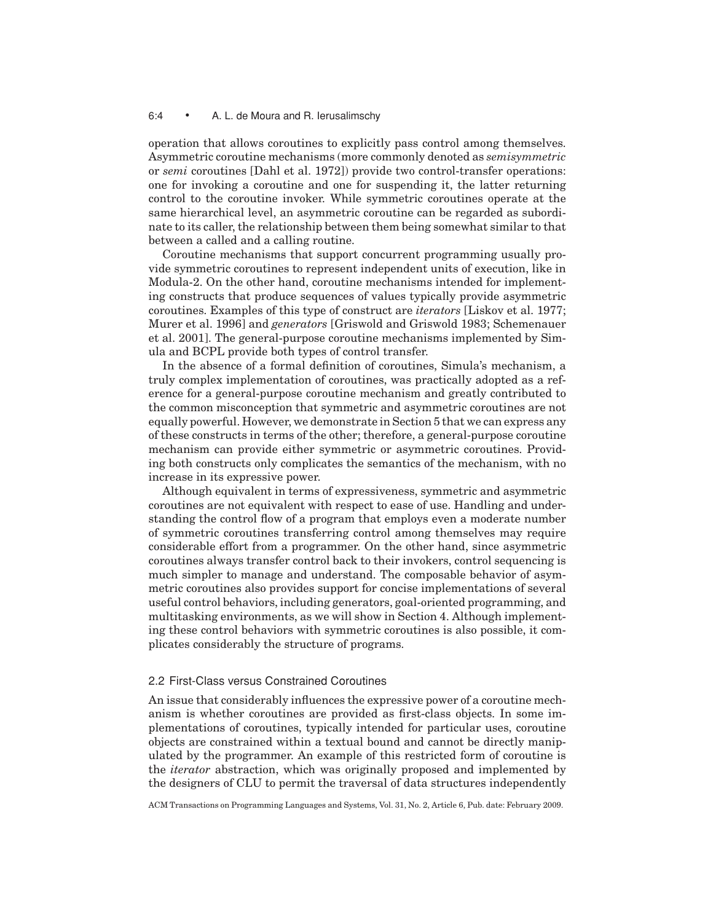operation that allows coroutines to explicitly pass control among themselves. Asymmetric coroutine mechanisms (more commonly denoted as *semisymmetric* or *semi* coroutines [Dahl et al. 1972]) provide two control-transfer operations: one for invoking a coroutine and one for suspending it, the latter returning control to the coroutine invoker. While symmetric coroutines operate at the same hierarchical level, an asymmetric coroutine can be regarded as subordinate to its caller, the relationship between them being somewhat similar to that between a called and a calling routine.

Coroutine mechanisms that support concurrent programming usually provide symmetric coroutines to represent independent units of execution, like in Modula-2. On the other hand, coroutine mechanisms intended for implementing constructs that produce sequences of values typically provide asymmetric coroutines. Examples of this type of construct are *iterators* [Liskov et al. 1977; Murer et al. 1996] and *generators* [Griswold and Griswold 1983; Schemenauer et al. 2001]. The general-purpose coroutine mechanisms implemented by Simula and BCPL provide both types of control transfer.

In the absence of a formal definition of coroutines, Simula's mechanism, a truly complex implementation of coroutines, was practically adopted as a reference for a general-purpose coroutine mechanism and greatly contributed to the common misconception that symmetric and asymmetric coroutines are not equally powerful. However, we demonstrate in Section 5 that we can express any of these constructs in terms of the other; therefore, a general-purpose coroutine mechanism can provide either symmetric or asymmetric coroutines. Providing both constructs only complicates the semantics of the mechanism, with no increase in its expressive power.

Although equivalent in terms of expressiveness, symmetric and asymmetric coroutines are not equivalent with respect to ease of use. Handling and understanding the control flow of a program that employs even a moderate number of symmetric coroutines transferring control among themselves may require considerable effort from a programmer. On the other hand, since asymmetric coroutines always transfer control back to their invokers, control sequencing is much simpler to manage and understand. The composable behavior of asymmetric coroutines also provides support for concise implementations of several useful control behaviors, including generators, goal-oriented programming, and multitasking environments, as we will show in Section 4. Although implementing these control behaviors with symmetric coroutines is also possible, it complicates considerably the structure of programs.

### 2.2 First-Class versus Constrained Coroutines

An issue that considerably influences the expressive power of a coroutine mechanism is whether coroutines are provided as first-class objects. In some implementations of coroutines, typically intended for particular uses, coroutine objects are constrained within a textual bound and cannot be directly manipulated by the programmer. An example of this restricted form of coroutine is the *iterator* abstraction, which was originally proposed and implemented by the designers of CLU to permit the traversal of data structures independently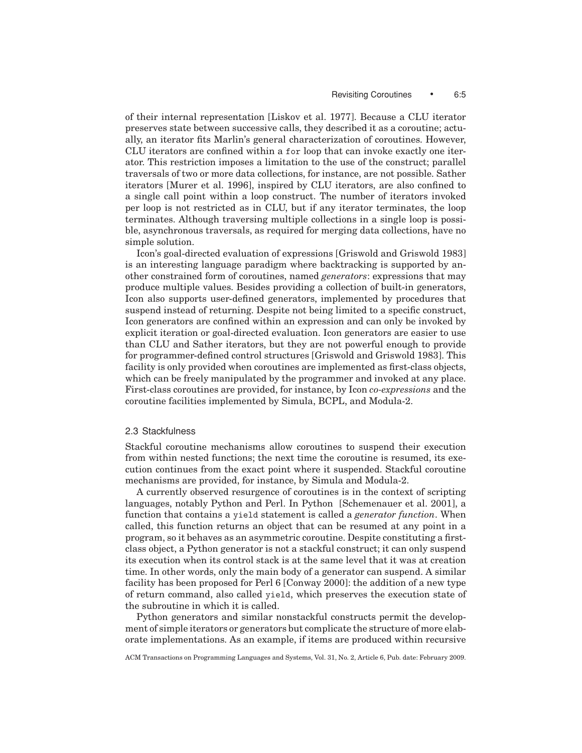of their internal representation [Liskov et al. 1977]. Because a CLU iterator preserves state between successive calls, they described it as a coroutine; actually, an iterator fits Marlin's general characterization of coroutines. However, CLU iterators are confined within a `for` loop that can invoke exactly one iterator. This restriction imposes a limitation to the use of the construct; parallel traversals of two or more data collections, for instance, are not possible. Sather iterators [Murer et al. 1996], inspired by CLU iterators, are also confined to a single call point within a loop construct. The number of iterators invoked per loop is not restricted as in CLU, but if any iterator terminates, the loop terminates. Although traversing multiple collections in a single loop is possible, asynchronous traversals, as required for merging data collections, have no simple solution.

Icon's goal-directed evaluation of expressions [Griswold and Griswold 1983] is an interesting language paradigm where backtracking is supported by another constrained form of coroutines, named *generators*: expressions that may produce multiple values. Besides providing a collection of built-in generators, Icon also supports user-defined generators, implemented by procedures that suspend instead of returning. Despite not being limited to a specific construct, Icon generators are confined within an expression and can only be invoked by explicit iteration or goal-directed evaluation. Icon generators are easier to use than CLU and Sather iterators, but they are not powerful enough to provide for programmer-defined control structures [Griswold and Griswold 1983]. This facility is only provided when coroutines are implemented as first-class objects, which can be freely manipulated by the programmer and invoked at any place. First-class coroutines are provided, for instance, by Icon *co-expressions* and the coroutine facilities implemented by Simula, BCPL, and Modula-2.

## 2.3 Stackfulness

Stackful coroutine mechanisms allow coroutines to suspend their execution from within nested functions; the next time the coroutine is resumed, its execution continues from the exact point where it suspended. Stackful coroutine mechanisms are provided, for instance, by Simula and Modula-2.

A currently observed resurgence of coroutines is in the context of scripting languages, notably Python and Perl. In Python [Schemenauer et al. 2001], a function that contains a `yield` statement is called a *generator function*. When called, this function returns an object that can be resumed at any point in a program, so it behaves as an asymmetric coroutine. Despite constituting a first-class object, a Python generator is not a stackful construct; it can only suspend its execution when its control stack is at the same level that it was at creation time. In other words, only the main body of a generator can suspend. A similar facility has been proposed for Perl 6 [Conway 2000]: the addition of a new type of return command, also called `yield`, which preserves the execution state of the subroutine in which it is called.

Python generators and similar nonstackful constructs permit the development of simple iterators or generators but complicate the structure of more elaborate implementations. As an example, if items are produced within recursive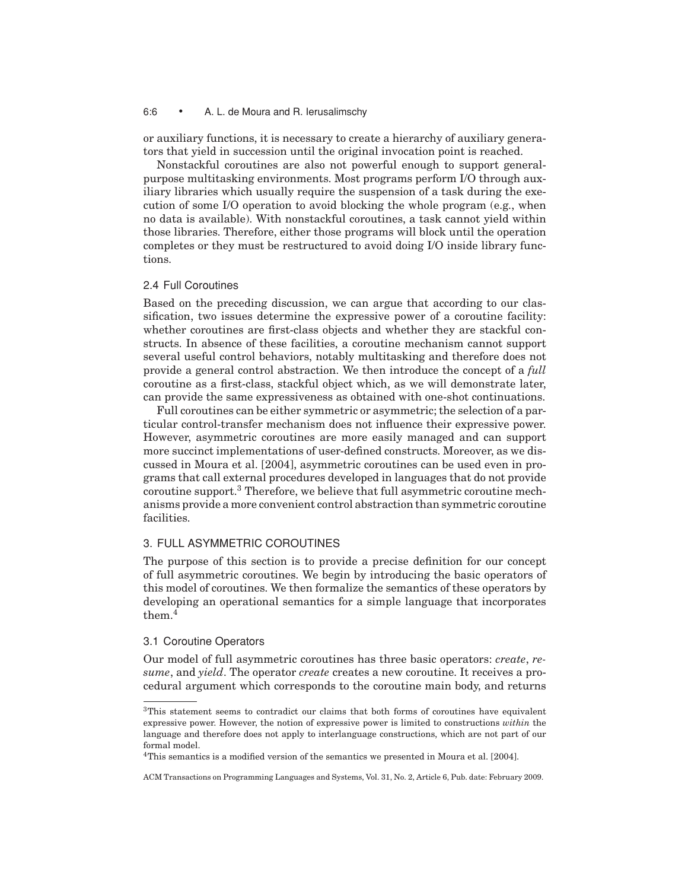or auxiliary functions, it is necessary to create a hierarchy of auxiliary generators that yield in succession until the original invocation point is reached.

Nonstackful coroutines are also not powerful enough to support general-purpose multitasking environments. Most programs perform I/O through auxiliary libraries which usually require the suspension of a task during the execution of some I/O operation to avoid blocking the whole program (e.g., when no data is available). With nonstackful coroutines, a task cannot yield within those libraries. Therefore, either those programs will block until the operation completes or they must be restructured to avoid doing I/O inside library functions.

### 2.4 Full Coroutines

Based on the preceding discussion, we can argue that according to our classification, two issues determine the expressive power of a coroutine facility: whether coroutines are first-class objects and whether they are stackful constructs. In absence of these facilities, a coroutine mechanism cannot support several useful control behaviors, notably multitasking and therefore does not provide a general control abstraction. We then introduce the concept of a *full* coroutine as a first-class, stackful object which, as we will demonstrate later, can provide the same expressiveness as obtained with one-shot continuations.

Full coroutines can be either symmetric or asymmetric; the selection of a particular control-transfer mechanism does not influence their expressive power. However, asymmetric coroutines are more easily managed and can support more succinct implementations of user-defined constructs. Moreover, as we discussed in Moura et al. [2004], asymmetric coroutines can be used even in programs that call external procedures developed in languages that do not provide coroutine support.[3] Therefore, we believe that full asymmetric coroutine mechanisms provide a more convenient control abstraction than symmetric coroutine facilities.

## 3. FULL ASYMMETRIC COROUTINES

The purpose of this section is to provide a precise definition for our concept of full asymmetric coroutines. We begin by introducing the basic operators of this model of coroutines. We then formalize the semantics of these operators by developing an operational semantics for a simple language that incorporates them.[4]

### 3.1 Coroutine Operators

Our model of full asymmetric coroutines has three basic operators: *create*, *resume*, and *yield*. The operator *create* creates a new coroutine. It receives a procedural argument which corresponds to the coroutine main body, and returns

---

[3] This statement seems to contradict our claims that both forms of coroutines have equivalent expressive power. However, the notion of expressive power is limited to constructions *within* the language and therefore does not apply to interlanguage constructions, which are not part of our formal model.

[4] This semantics is a modified version of the semantics we presented in Moura et al. [2004].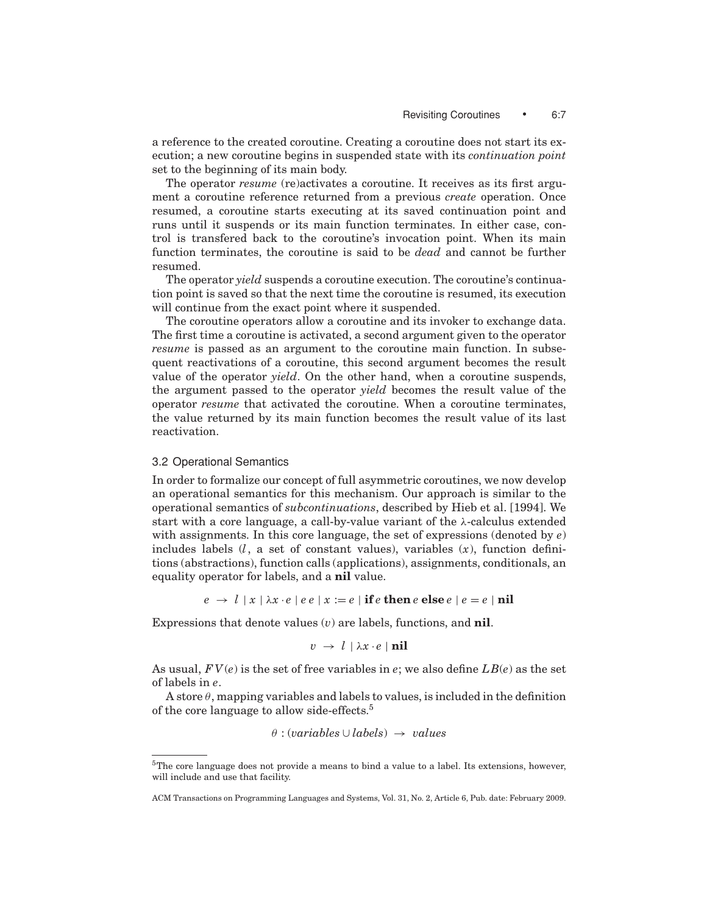a reference to the created coroutine. Creating a coroutine does not start its execution; a new coroutine begins in suspended state with its *continuation point* set to the beginning of its main body.

The operator *resume* (re)activates a coroutine. It receives as its first argument a coroutine reference returned from a previous *create* operation. Once resumed, a coroutine starts executing at its saved continuation point and runs until it suspends or its main function terminates. In either case, control is transfered back to the coroutine's invocation point. When its main function terminates, the coroutine is said to be *dead* and cannot be further resumed.

The operator *yield* suspends a coroutine execution. The coroutine's continuation point is saved so that the next time the coroutine is resumed, its execution will continue from the exact point where it suspended.

The coroutine operators allow a coroutine and its invoker to exchange data. The first time a coroutine is activated, a second argument given to the operator *resume* is passed as an argument to the coroutine main function. In subsequent reactivations of a coroutine, this second argument becomes the result value of the operator *yield*. On the other hand, when a coroutine suspends, the argument passed to the operator *yield* becomes the result value of the operator *resume* that activated the coroutine. When a coroutine terminates, the value returned by its main function becomes the result value of its last reactivation.

### 3.2 Operational Semantics

In order to formalize our concept of full asymmetric coroutines, we now develop an operational semantics for this mechanism. Our approach is similar to the operational semantics of *subcontinuations*, described by Hieb et al. [1994]. We start with a core language, a call-by-value variant of the λ-calculus extended with assignments. In this core language, the set of expressions (denoted by $e$) includes labels ($l$, a set of constant values), variables ($x$), function definitions (abstractions), function calls (applications), assignments, conditionals, an equality operator for labels, and a **nil** value.

$$e \;\rightarrow\; l \mid x \mid \lambda x \cdot e \mid e\,e \mid x := e \mid \textbf{if}\, e \,\textbf{then}\, e \,\textbf{else}\, e \mid e = e \mid \textbf{nil}$$

Expressions that denote values ($v$) are labels, functions, and **nil**.

$$v \;\rightarrow\; l \mid \lambda x \cdot e \mid \textbf{nil}$$

As usual, $FV(e)$ is the set of free variables in $e$; we also define $LB(e)$ as the set of labels in $e$.

A store $\theta$, mapping variables and labels to values, is included in the definition of the core language to allow side-effects.[5]

$$\theta : (\mathit{variables} \cup \mathit{labels}) \;\rightarrow\; \mathit{values}$$

[5]The core language does not provide a means to bind a value to a label. Its extensions, however, will include and use that facility.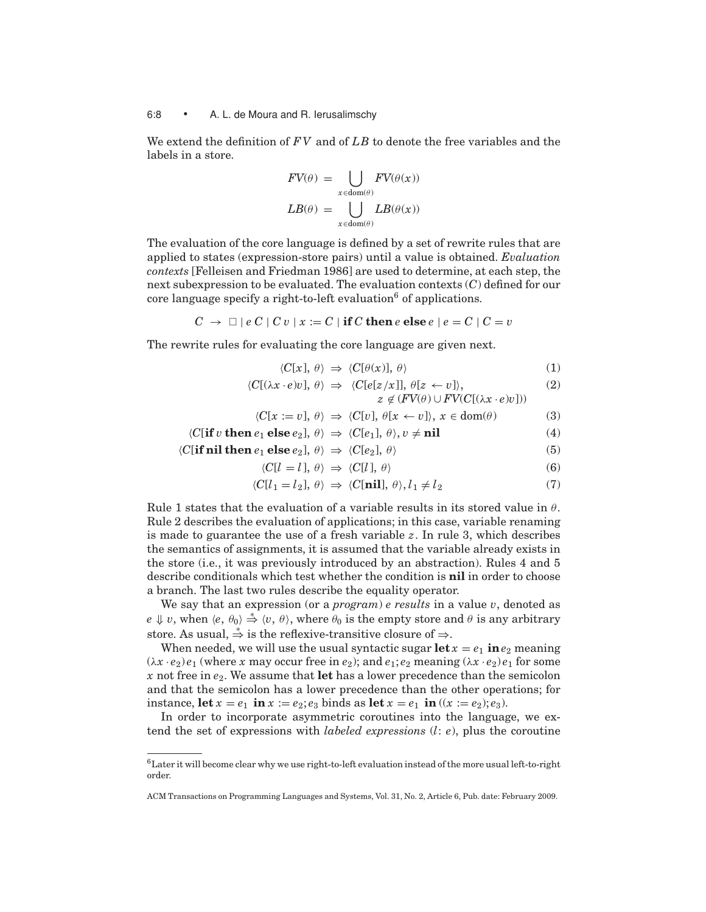We extend the definition of $FV$ and of $LB$ to denote the free variables and the labels in a store.

$$FV(\theta) = \bigcup_{x \in \mathrm{dom}(\theta)} FV(\theta(x))$$

$$LB(\theta) = \bigcup_{x \in \mathrm{dom}(\theta)} LB(\theta(x))$$

The evaluation of the core language is defined by a set of rewrite rules that are applied to states (expression-store pairs) until a value is obtained. *Evaluation contexts* [Felleisen and Friedman 1986] are used to determine, at each step, the next subexpression to be evaluated. The evaluation contexts ($C$) defined for our core language specify a right-to-left evaluation[6] of applications.

$$C \;\rightarrow\; \Box \mid e\,C \mid C\,v \mid x := C \mid \mathbf{if}\,C\,\mathbf{then}\,e\,\mathbf{else}\,e \mid e = C \mid C = v$$

The rewrite rules for evaluating the core language are given next.

$$\langle C[x],\ \theta\rangle \;\Rightarrow\; \langle C[\theta(x)],\ \theta\rangle \tag{1}$$

$$\langle C[(\lambda x \cdot e)v],\ \theta\rangle \;\Rightarrow\; \langle C[e[z/x]],\ \theta[z \leftarrow v]\rangle, \quad z \notin (FV(\theta) \cup FV(C[(\lambda x \cdot e)v])) \tag{2}$$

$$\langle C[x := v],\ \theta\rangle \;\Rightarrow\; \langle C[v],\ \theta[x \leftarrow v]\rangle,\ x \in \mathrm{dom}(\theta) \tag{3}$$

$$\langle C[\mathbf{if}\,v\,\mathbf{then}\,e_1\,\mathbf{else}\,e_2],\ \theta\rangle \;\Rightarrow\; \langle C[e_1],\ \theta\rangle, v \neq \mathbf{nil} \tag{4}$$

$$\langle C[\mathbf{if}\,\mathbf{nil}\,\mathbf{then}\,e_1\,\mathbf{else}\,e_2],\ \theta\rangle \;\Rightarrow\; \langle C[e_2],\ \theta\rangle \tag{5}$$

$$\langle C[l = l],\ \theta\rangle \;\Rightarrow\; \langle C[l],\ \theta\rangle \tag{6}$$

$$\langle C[l_1 = l_2],\ \theta\rangle \;\Rightarrow\; \langle C[\mathbf{nil}],\ \theta\rangle, l_1 \neq l_2 \tag{7}$$

Rule 1 states that the evaluation of a variable results in its stored value in $\theta$. Rule 2 describes the evaluation of applications; in this case, variable renaming is made to guarantee the use of a fresh variable $z$. In rule 3, which describes the semantics of assignments, it is assumed that the variable already exists in the store (i.e., it was previously introduced by an abstraction). Rules 4 and 5 describe conditionals which test whether the condition is **nil** in order to choose a branch. The last two rules describe the equality operator.

We say that an expression (or a *program*) $e$ *results* in a value $v$, denoted as $e \Downarrow v$, when $\langle e,\ \theta_0\rangle \overset{*}{\Rightarrow} \langle v,\ \theta\rangle$, where $\theta_0$ is the empty store and $\theta$ is any arbitrary store. As usual, $\overset{*}{\Rightarrow}$ is the reflexive-transitive closure of $\Rightarrow$.

When needed, we will use the usual syntactic sugar $\mathbf{let}\,x = e_1\ \mathbf{in}\,e_2$ meaning $(\lambda x \cdot e_2)e_1$ (where $x$ may occur free in $e_2$); and $e_1; e_2$ meaning $(\lambda x \cdot e_2)e_1$ for some $x$ not free in $e_2$. We assume that **let** has a lower precedence than the semicolon and that the semicolon has a lower precedence than the other operations; for instance, $\mathbf{let}\,x = e_1\ \mathbf{in}\,x := e_2; e_3$ binds as $\mathbf{let}\,x = e_1\ \mathbf{in}\,((x := e_2); e_3)$.

In order to incorporate asymmetric coroutines into the language, we extend the set of expressions with *labeled expressions* ($l$: $e$), plus the coroutine

[6] Later it will become clear why we use right-to-left evaluation instead of the more usual left-to-right order.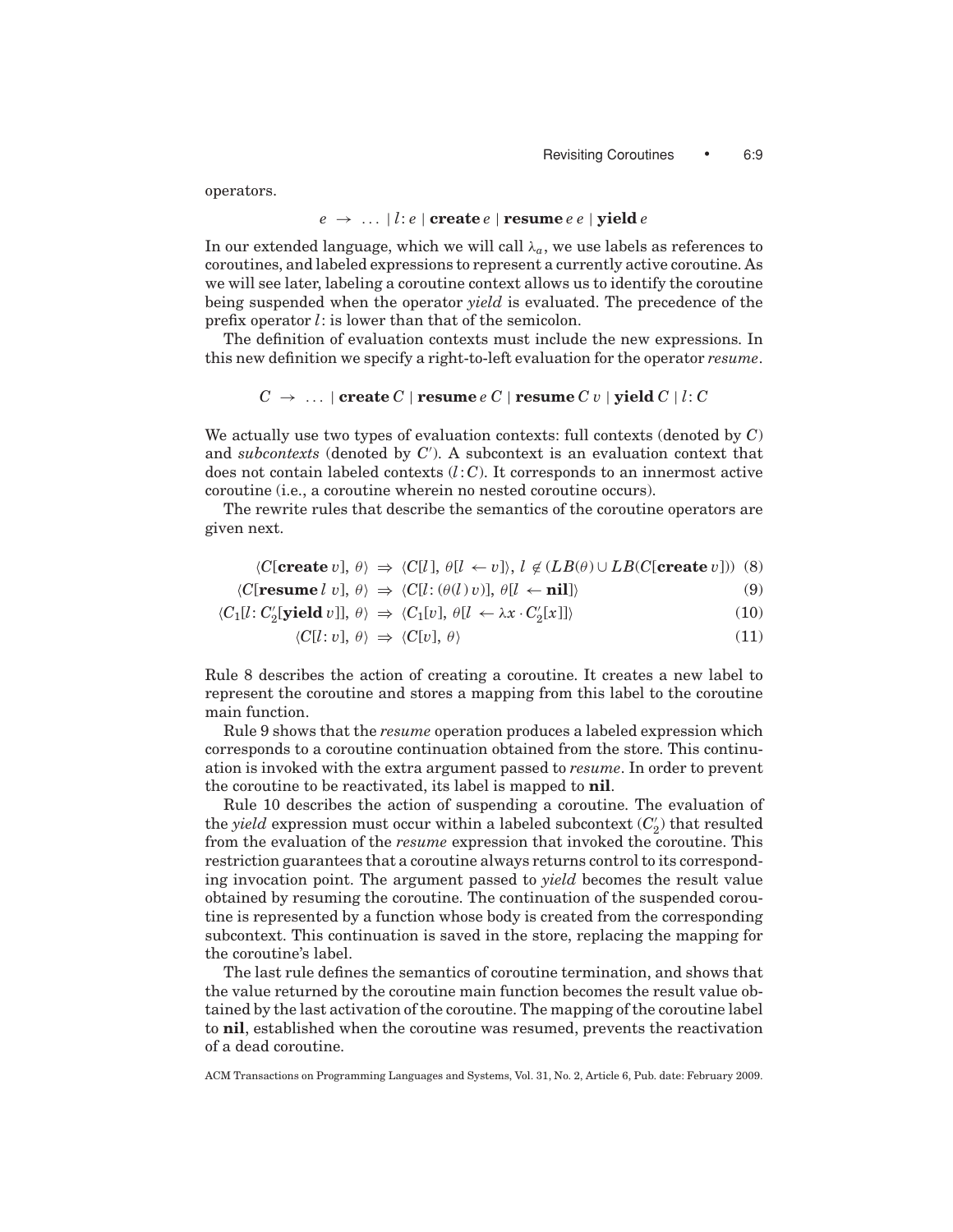operators.

$$e \;\rightarrow\; \ldots \mid l\colon e \mid \textbf{create}\, e \mid \textbf{resume}\, e\; e \mid \textbf{yield}\, e$$

In our extended language, which we will call $\lambda_a$, we use labels as references to coroutines, and labeled expressions to represent a currently active coroutine. As we will see later, labeling a coroutine context allows us to identify the coroutine being suspended when the operator *yield* is evaluated. The precedence of the prefix operator $l$: is lower than that of the semicolon.

The definition of evaluation contexts must include the new expressions. In this new definition we specify a right-to-left evaluation for the operator *resume*.

$$C \;\rightarrow\; \ldots \mid \textbf{create}\, C \mid \textbf{resume}\, e\; C \mid \textbf{resume}\, C\; v \mid \textbf{yield}\, C \mid l\colon C$$

We actually use two types of evaluation contexts: full contexts (denoted by $C$) and *subcontexts* (denoted by $C'$). A subcontext is an evaluation context that does not contain labeled contexts ($l\colon C$). It corresponds to an innermost active coroutine (i.e., a coroutine wherein no nested coroutine occurs).

The rewrite rules that describe the semantics of the coroutine operators are given next.

$$\langle C[\textbf{create}\, v],\, \theta\rangle \;\Rightarrow\; \langle C[l\,],\, \theta[l \leftarrow v]\rangle,\; l \notin (LB(\theta) \cup LB(C[\textbf{create}\, v])) \quad (8)$$

$$\langle C[\textbf{resume}\, l\; v],\, \theta\rangle \;\Rightarrow\; \langle C[l\colon (\theta(l)\, v)],\, \theta[l \leftarrow \textbf{nil}]\rangle \quad (9)$$

$$\langle C_1[l\colon C_2'[\textbf{yield}\, v]],\, \theta\rangle \;\Rightarrow\; \langle C_1[v],\, \theta[l \leftarrow \lambda x \cdot C_2'[x]]\rangle \quad (10)$$

$$\langle C[l\colon v],\, \theta\rangle \;\Rightarrow\; \langle C[v],\, \theta\rangle \quad (11)$$

Rule 8 describes the action of creating a coroutine. It creates a new label to represent the coroutine and stores a mapping from this label to the coroutine main function.

Rule 9 shows that the *resume* operation produces a labeled expression which corresponds to a coroutine continuation obtained from the store. This continuation is invoked with the extra argument passed to *resume*. In order to prevent the coroutine to be reactivated, its label is mapped to **nil**.

Rule 10 describes the action of suspending a coroutine. The evaluation of the *yield* expression must occur within a labeled subcontext ($C_2'$) that resulted from the evaluation of the *resume* expression that invoked the coroutine. This restriction guarantees that a coroutine always returns control to its corresponding invocation point. The argument passed to *yield* becomes the result value obtained by resuming the coroutine. The continuation of the suspended coroutine is represented by a function whose body is created from the corresponding subcontext. This continuation is saved in the store, replacing the mapping for the coroutine's label.

The last rule defines the semantics of coroutine termination, and shows that the value returned by the coroutine main function becomes the result value obtained by the last activation of the coroutine. The mapping of the coroutine label to **nil**, established when the coroutine was resumed, prevents the reactivation of a dead coroutine.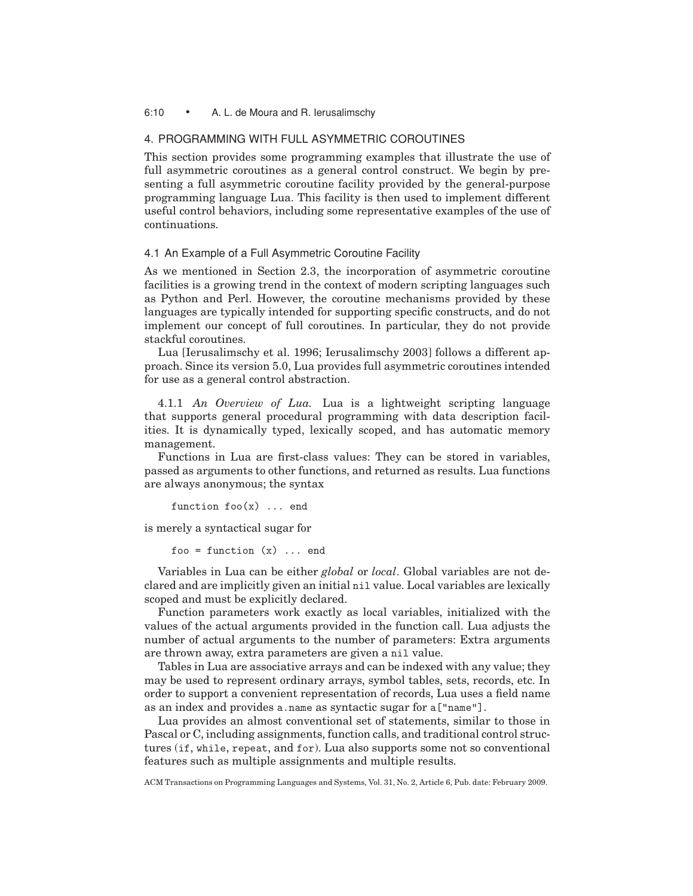## 4. PROGRAMMING WITH FULL ASYMMETRIC COROUTINES

This section provides some programming examples that illustrate the use of full asymmetric coroutines as a general control construct. We begin by presenting a full asymmetric coroutine facility provided by the general-purpose programming language Lua. This facility is then used to implement different useful control behaviors, including some representative examples of the use of continuations.

### 4.1 An Example of a Full Asymmetric Coroutine Facility

As we mentioned in Section 2.3, the incorporation of asymmetric coroutine facilities is a growing trend in the context of modern scripting languages such as Python and Perl. However, the coroutine mechanisms provided by these languages are typically intended for supporting specific constructs, and do not implement our concept of full coroutines. In particular, they do not provide stackful coroutines.

Lua [Ierusalimschy et al. 1996; Ierusalimschy 2003] follows a different approach. Since its version 5.0, Lua provides full asymmetric coroutines intended for use as a general control abstraction.

4.1.1 *An Overview of Lua.* Lua is a lightweight scripting language that supports general procedural programming with data description facilities. It is dynamically typed, lexically scoped, and has automatic memory management.

Functions in Lua are first-class values: They can be stored in variables, passed as arguments to other functions, and returned as results. Lua functions are always anonymous; the syntax

```
function foo(x) ... end
```

is merely a syntactical sugar for

```
foo = function (x) ... end
```

Variables in Lua can be either *global* or *local*. Global variables are not declared and are implicitly given an initial `nil` value. Local variables are lexically scoped and must be explicitly declared.

Function parameters work exactly as local variables, initialized with the values of the actual arguments provided in the function call. Lua adjusts the number of actual arguments to the number of parameters: Extra arguments are thrown away, extra parameters are given a `nil` value.

Tables in Lua are associative arrays and can be indexed with any value; they may be used to represent ordinary arrays, symbol tables, sets, records, etc. In order to support a convenient representation of records, Lua uses a field name as an index and provides `a.name` as syntactic sugar for `a["name"]`.

Lua provides an almost conventional set of statements, similar to those in Pascal or C, including assignments, function calls, and traditional control structures (`if`, `while`, `repeat`, and `for`). Lua also supports some not so conventional features such as multiple assignments and multiple results.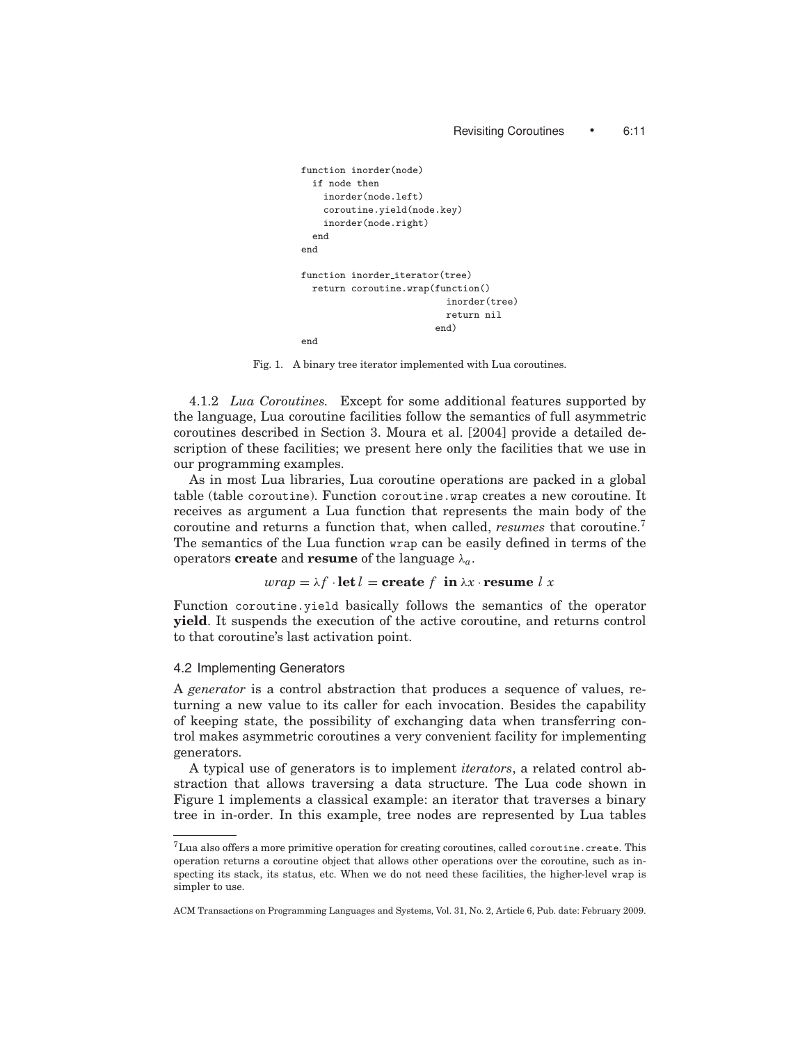```
function inorder(node)
  if node then
    inorder(node.left)
    coroutine.yield(node.key)
    inorder(node.right)
  end
end

function inorder_iterator(tree)
  return coroutine.wrap(function()
                          inorder(tree)
                          return nil
                        end)
end
```

Fig. 1. A binary tree iterator implemented with Lua coroutines.

4.1.2 *Lua Coroutines.* Except for some additional features supported by the language, Lua coroutine facilities follow the semantics of full asymmetric coroutines described in Section 3. Moura et al. [2004] provide a detailed description of these facilities; we present here only the facilities that we use in our programming examples.

As in most Lua libraries, Lua coroutine operations are packed in a global table (table `coroutine`). Function `coroutine.wrap` creates a new coroutine. It receives as argument a Lua function that represents the main body of the coroutine and returns a function that, when called, *resumes* that coroutine.[7] The semantics of the Lua function `wrap` can be easily defined in terms of the operators **create** and **resume** of the language $\lambda_a$.

$$wrap = \lambda f \cdot \mathbf{let}\, l = \mathbf{create}\ f\ \ \mathbf{in}\, \lambda x \cdot \mathbf{resume}\ l\ x$$

Function `coroutine.yield` basically follows the semantics of the operator **yield**. It suspends the execution of the active coroutine, and returns control to that coroutine's last activation point.

### 4.2 Implementing Generators

A *generator* is a control abstraction that produces a sequence of values, returning a new value to its caller for each invocation. Besides the capability of keeping state, the possibility of exchanging data when transferring control makes asymmetric coroutines a very convenient facility for implementing generators.

A typical use of generators is to implement *iterators*, a related control abstraction that allows traversing a data structure. The Lua code shown in Figure 1 implements a classical example: an iterator that traverses a binary tree in in-order. In this example, tree nodes are represented by Lua tables

[7] Lua also offers a more primitive operation for creating coroutines, called `coroutine.create`. This operation returns a coroutine object that allows other operations over the coroutine, such as inspecting its stack, its status, etc. When we do not need these facilities, the higher-level `wrap` is simpler to use.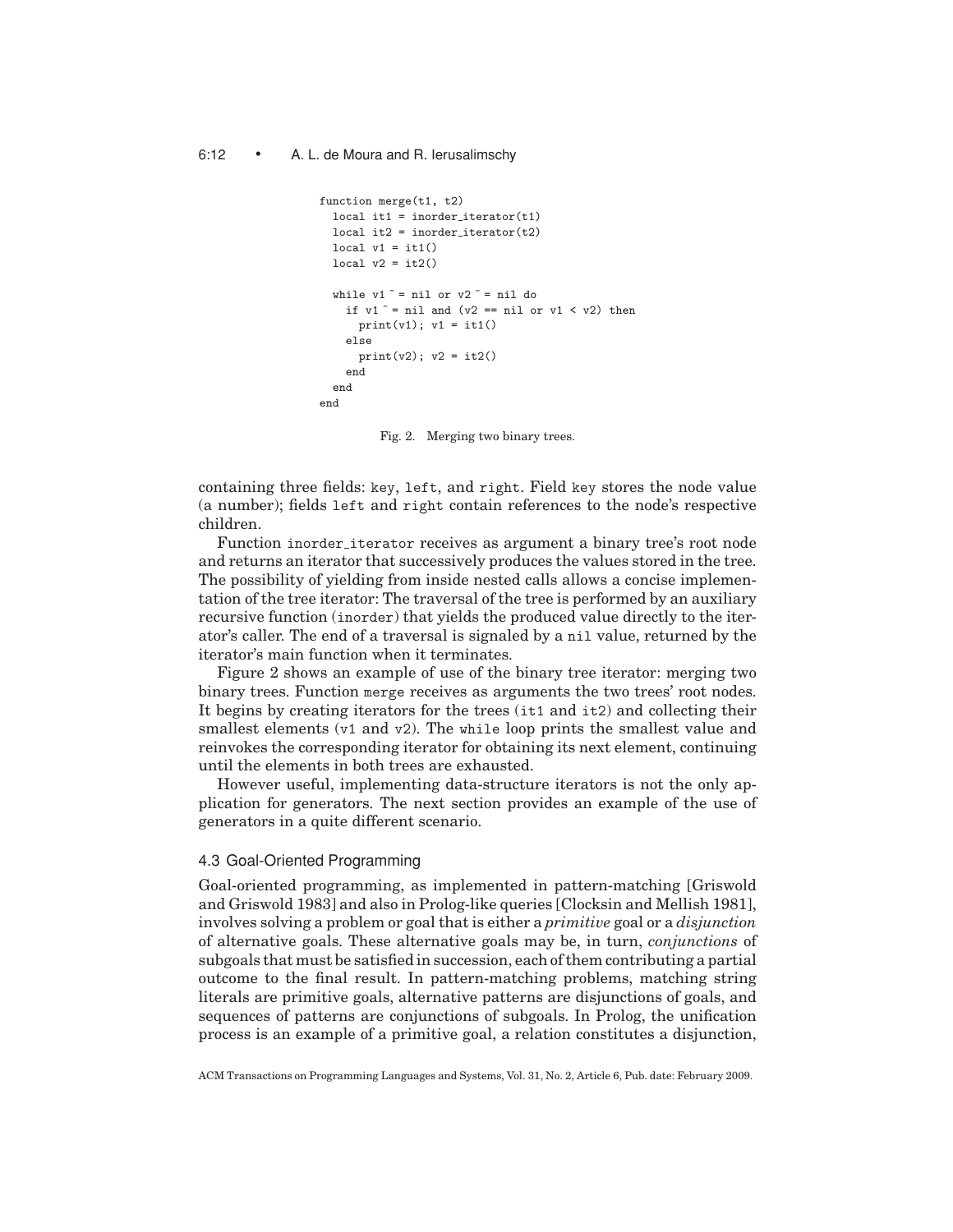```
function merge(t1, t2)
  local it1 = inorder_iterator(t1)
  local it2 = inorder_iterator(t2)
  local v1 = it1()
  local v2 = it2()

  while v1 ~= nil or v2 ~= nil do
    if v1 ~= nil and (v2 == nil or v1 < v2) then
      print(v1); v1 = it1()
    else
      print(v2); v2 = it2()
    end
  end
end
```

Fig. 2. Merging two binary trees.

containing three fields: key, left, and right. Field key stores the node value (a number); fields left and right contain references to the node's respective children.

Function inorder_iterator receives as argument a binary tree's root node and returns an iterator that successively produces the values stored in the tree. The possibility of yielding from inside nested calls allows a concise implementation of the tree iterator: The traversal of the tree is performed by an auxiliary recursive function (inorder) that yields the produced value directly to the iterator's caller. The end of a traversal is signaled by a nil value, returned by the iterator's main function when it terminates.

Figure 2 shows an example of use of the binary tree iterator: merging two binary trees. Function merge receives as arguments the two trees' root nodes. It begins by creating iterators for the trees (it1 and it2) and collecting their smallest elements (v1 and v2). The while loop prints the smallest value and reinvokes the corresponding iterator for obtaining its next element, continuing until the elements in both trees are exhausted.

However useful, implementing data-structure iterators is not the only application for generators. The next section provides an example of the use of generators in a quite different scenario.

### 4.3 Goal-Oriented Programming

Goal-oriented programming, as implemented in pattern-matching [Griswold and Griswold 1983] and also in Prolog-like queries [Clocksin and Mellish 1981], involves solving a problem or goal that is either a *primitive* goal or a *disjunction* of alternative goals. These alternative goals may be, in turn, *conjunctions* of subgoals that must be satisfied in succession, each of them contributing a partial outcome to the final result. In pattern-matching problems, matching string literals are primitive goals, alternative patterns are disjunctions of goals, and sequences of patterns are conjunctions of subgoals. In Prolog, the unification process is an example of a primitive goal, a relation constitutes a disjunction,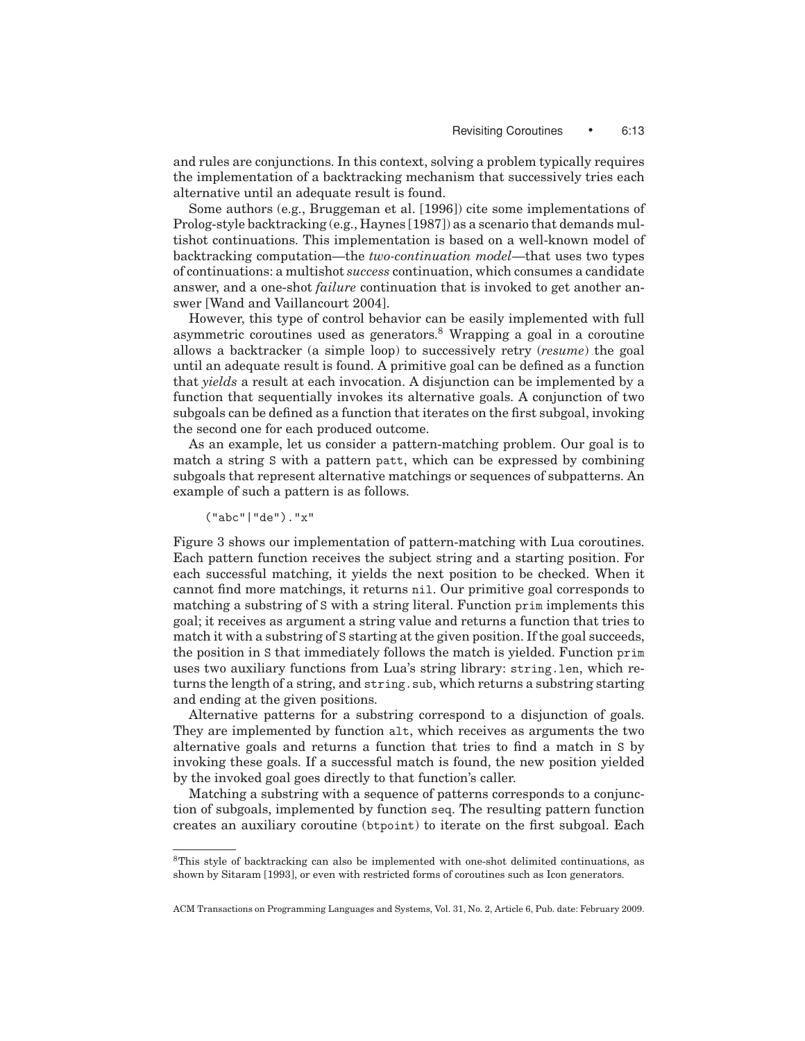and rules are conjunctions. In this context, solving a problem typically requires the implementation of a backtracking mechanism that successively tries each alternative until an adequate result is found.

Some authors (e.g., Bruggeman et al. [1996]) cite some implementations of Prolog-style backtracking (e.g., Haynes [1987]) as a scenario that demands multishot continuations. This implementation is based on a well-known model of backtracking computation—the *two-continuation model*—that uses two types of continuations: a multishot *success* continuation, which consumes a candidate answer, and a one-shot *failure* continuation that is invoked to get another answer [Wand and Vaillancourt 2004].

However, this type of control behavior can be easily implemented with full asymmetric coroutines used as generators.[8] Wrapping a goal in a coroutine allows a backtracker (a simple loop) to successively retry (*resume*) the goal until an adequate result is found. A primitive goal can be defined as a function that *yields* a result at each invocation. A disjunction can be implemented by a function that sequentially invokes its alternative goals. A conjunction of two subgoals can be defined as a function that iterates on the first subgoal, invoking the second one for each produced outcome.

As an example, let us consider a pattern-matching problem. Our goal is to match a string `S` with a pattern `patt`, which can be expressed by combining subgoals that represent alternative matchings or sequences of subpatterns. An example of such a pattern is as follows.

```
("abc"|"de")."x"
```

Figure 3 shows our implementation of pattern-matching with Lua coroutines. Each pattern function receives the subject string and a starting position. For each successful matching, it yields the next position to be checked. When it cannot find more matchings, it returns `nil`. Our primitive goal corresponds to matching a substring of `S` with a string literal. Function `prim` implements this goal; it receives as argument a string value and returns a function that tries to match it with a substring of `S` starting at the given position. If the goal succeeds, the position in `S` that immediately follows the match is yielded. Function `prim` uses two auxiliary functions from Lua's string library: `string.len`, which returns the length of a string, and `string.sub`, which returns a substring starting and ending at the given positions.

Alternative patterns for a substring correspond to a disjunction of goals. They are implemented by function `alt`, which receives as arguments the two alternative goals and returns a function that tries to find a match in `S` by invoking these goals. If a successful match is found, the new position yielded by the invoked goal goes directly to that function's caller.

Matching a substring with a sequence of patterns corresponds to a conjunction of subgoals, implemented by function `seq`. The resulting pattern function creates an auxiliary coroutine (`btpoint`) to iterate on the first subgoal. Each

[8] This style of backtracking can also be implemented with one-shot delimited continuations, as shown by Sitaram [1993], or even with restricted forms of coroutines such as Icon generators.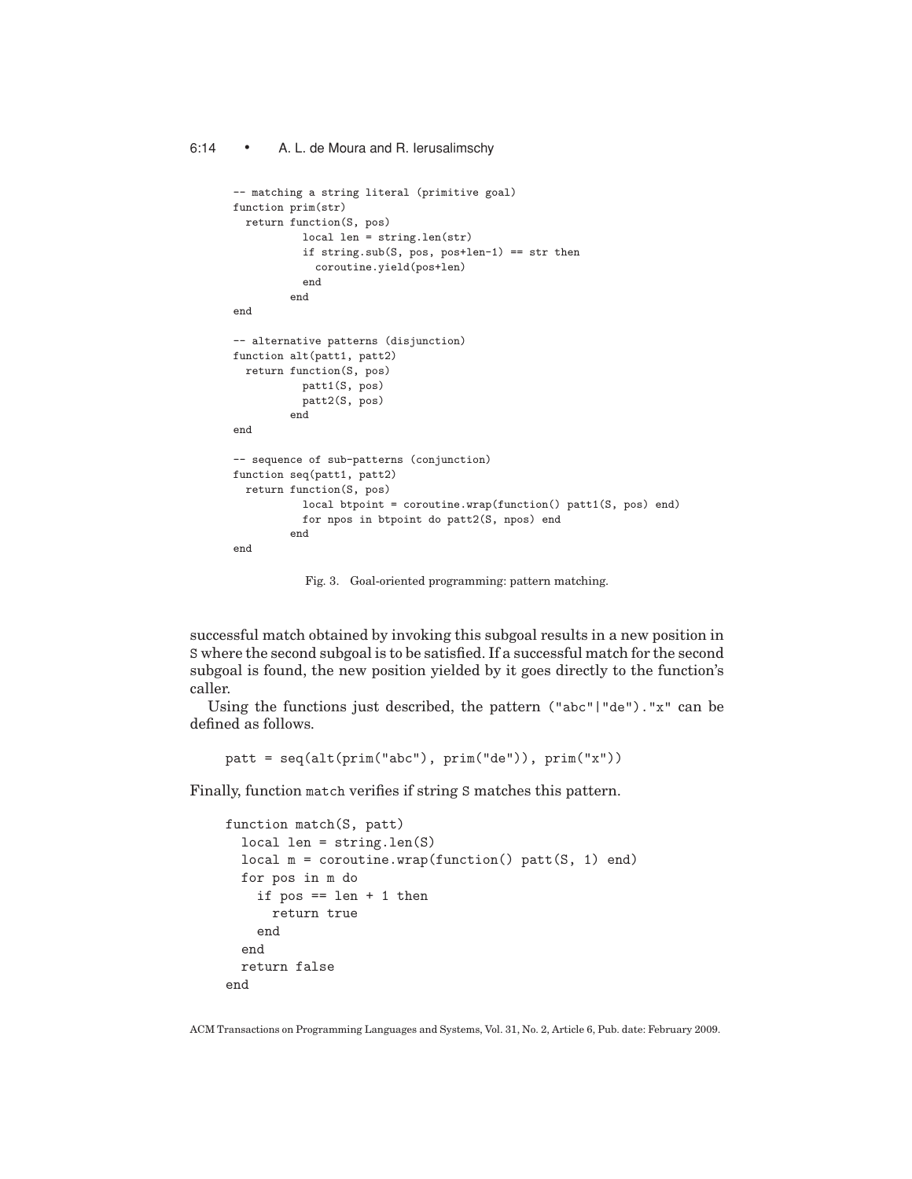```
-- matching a string literal (primitive goal)
function prim(str)
  return function(S, pos)
           local len = string.len(str)
           if string.sub(S, pos, pos+len-1) == str then
             coroutine.yield(pos+len)
           end
         end
end

-- alternative patterns (disjunction)
function alt(patt1, patt2)
  return function(S, pos)
           patt1(S, pos)
           patt2(S, pos)
         end
end

-- sequence of sub-patterns (conjunction)
function seq(patt1, patt2)
  return function(S, pos)
           local btpoint = coroutine.wrap(function() patt1(S, pos) end)
           for npos in btpoint do patt2(S, npos) end
         end
end
```

Fig. 3. Goal-oriented programming: pattern matching.

successful match obtained by invoking this subgoal results in a new position in `S` where the second subgoal is to be satisfied. If a successful match for the second subgoal is found, the new position yielded by it goes directly to the function's caller.

Using the functions just described, the pattern `("abc"|"de")."x"` can be defined as follows.

```
patt = seq(alt(prim("abc"), prim("de")), prim("x"))
```

Finally, function `match` verifies if string `S` matches this pattern.

```
function match(S, patt)
  local len = string.len(S)
  local m = coroutine.wrap(function() patt(S, 1) end)
  for pos in m do
    if pos == len + 1 then
      return true
    end
  end
  return false
end
```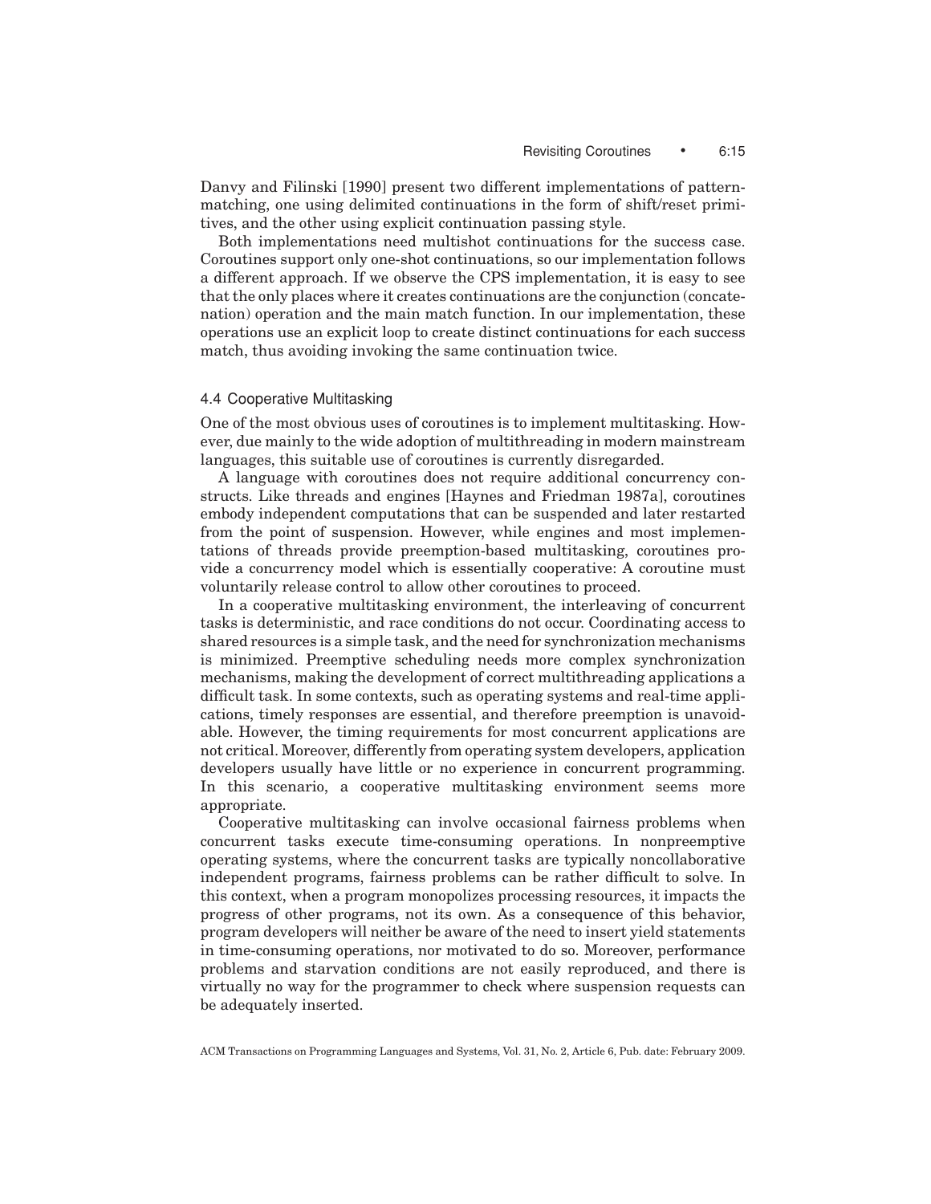Danvy and Filinski [1990] present two different implementations of pattern-matching, one using delimited continuations in the form of shift/reset primitives, and the other using explicit continuation passing style.

Both implementations need multishot continuations for the success case. Coroutines support only one-shot continuations, so our implementation follows a different approach. If we observe the CPS implementation, it is easy to see that the only places where it creates continuations are the conjunction (concatenation) operation and the main match function. In our implementation, these operations use an explicit loop to create distinct continuations for each success match, thus avoiding invoking the same continuation twice.

### 4.4 Cooperative Multitasking

One of the most obvious uses of coroutines is to implement multitasking. However, due mainly to the wide adoption of multithreading in modern mainstream languages, this suitable use of coroutines is currently disregarded.

A language with coroutines does not require additional concurrency constructs. Like threads and engines [Haynes and Friedman 1987a], coroutines embody independent computations that can be suspended and later restarted from the point of suspension. However, while engines and most implementations of threads provide preemption-based multitasking, coroutines provide a concurrency model which is essentially cooperative: A coroutine must voluntarily release control to allow other coroutines to proceed.

In a cooperative multitasking environment, the interleaving of concurrent tasks is deterministic, and race conditions do not occur. Coordinating access to shared resources is a simple task, and the need for synchronization mechanisms is minimized. Preemptive scheduling needs more complex synchronization mechanisms, making the development of correct multithreading applications a difficult task. In some contexts, such as operating systems and real-time applications, timely responses are essential, and therefore preemption is unavoidable. However, the timing requirements for most concurrent applications are not critical. Moreover, differently from operating system developers, application developers usually have little or no experience in concurrent programming. In this scenario, a cooperative multitasking environment seems more appropriate.

Cooperative multitasking can involve occasional fairness problems when concurrent tasks execute time-consuming operations. In nonpreemptive operating systems, where the concurrent tasks are typically noncollaborative independent programs, fairness problems can be rather difficult to solve. In this context, when a program monopolizes processing resources, it impacts the progress of other programs, not its own. As a consequence of this behavior, program developers will neither be aware of the need to insert yield statements in time-consuming operations, nor motivated to do so. Moreover, performance problems and starvation conditions are not easily reproduced, and there is virtually no way for the programmer to check where suspension requests can be adequately inserted.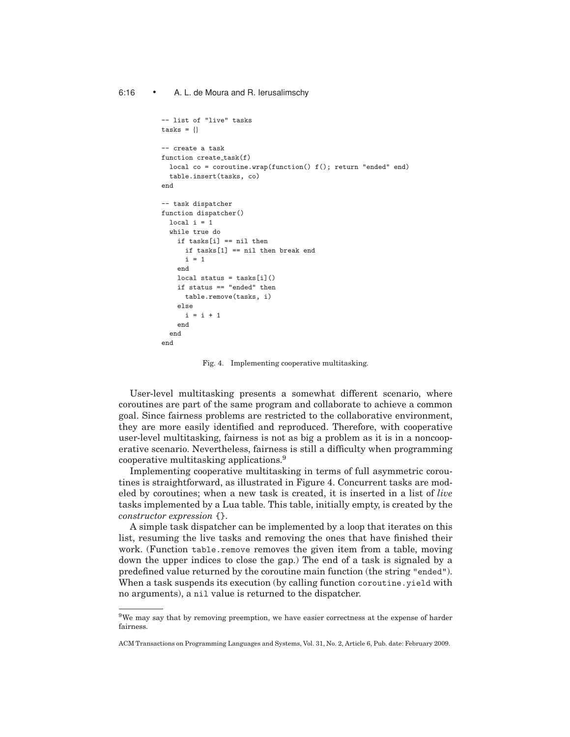```
-- list of "live" tasks
tasks = {}

-- create a task
function create_task(f)
  local co = coroutine.wrap(function() f(); return "ended" end)
  table.insert(tasks, co)
end

-- task dispatcher
function dispatcher()
  local i = 1
  while true do
    if tasks[i] == nil then
      if tasks[1] == nil then break end
      i = 1
    end
    local status = tasks[i]()
    if status == "ended" then
      table.remove(tasks, i)
    else
      i = i + 1
    end
  end
end
```

Fig. 4. Implementing cooperative multitasking.

User-level multitasking presents a somewhat different scenario, where coroutines are part of the same program and collaborate to achieve a common goal. Since fairness problems are restricted to the collaborative environment, they are more easily identified and reproduced. Therefore, with cooperative user-level multitasking, fairness is not as big a problem as it is in a noncooperative scenario. Nevertheless, fairness is still a difficulty when programming cooperative multitasking applications.[9]

Implementing cooperative multitasking in terms of full asymmetric coroutines is straightforward, as illustrated in Figure 4. Concurrent tasks are modeled by coroutines; when a new task is created, it is inserted in a list of *live* tasks implemented by a Lua table. This table, initially empty, is created by the *constructor expression* `{}`.

A simple task dispatcher can be implemented by a loop that iterates on this list, resuming the live tasks and removing the ones that have finished their work. (Function `table.remove` removes the given item from a table, moving down the upper indices to close the gap.) The end of a task is signaled by a predefined value returned by the coroutine main function (the string `"ended"`). When a task suspends its execution (by calling function `coroutine.yield` with no arguments), a `nil` value is returned to the dispatcher.

---

[9] We may say that by removing preemption, we have easier correctness at the expense of harder fairness.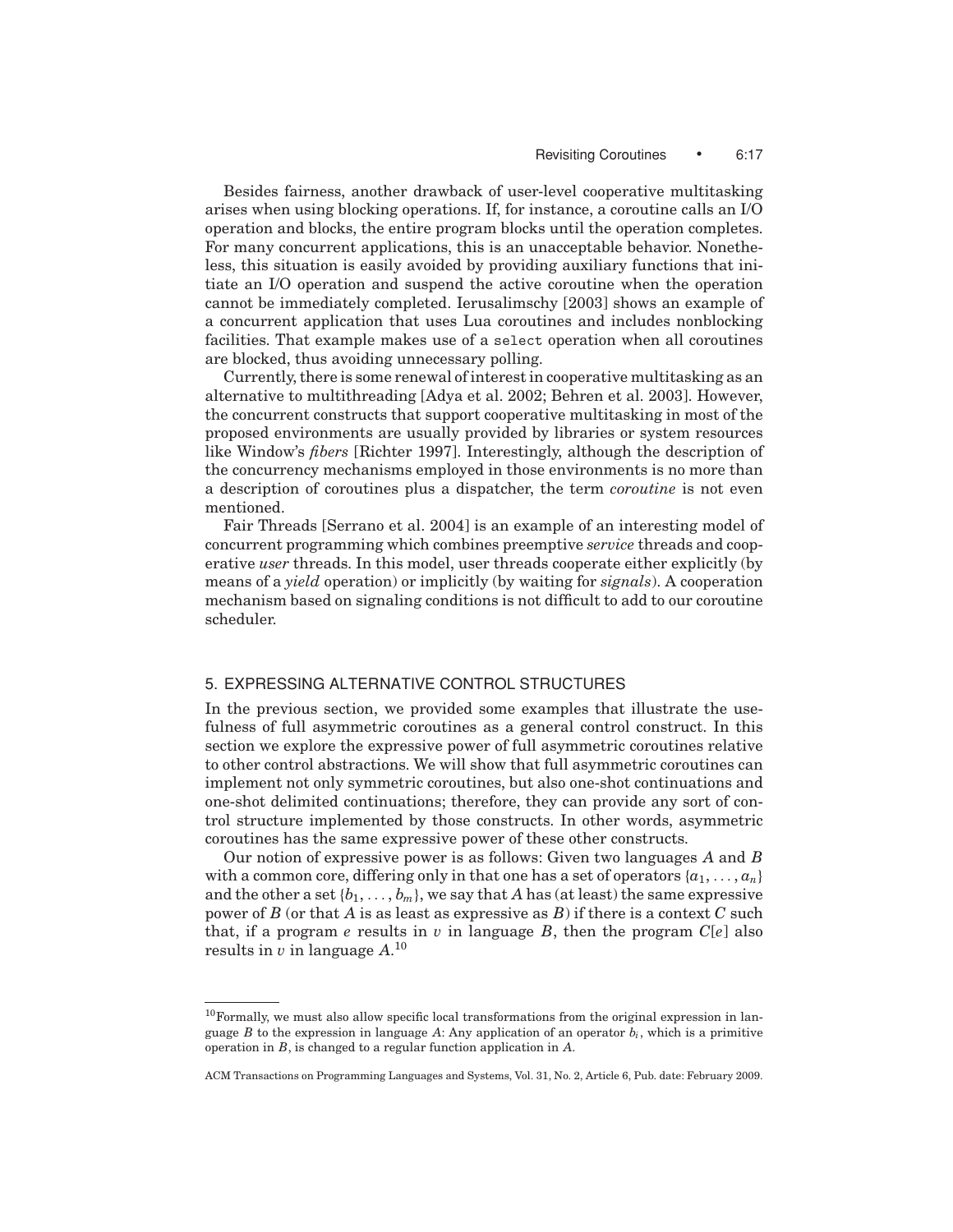Besides fairness, another drawback of user-level cooperative multitasking arises when using blocking operations. If, for instance, a coroutine calls an I/O operation and blocks, the entire program blocks until the operation completes. For many concurrent applications, this is an unacceptable behavior. Nonetheless, this situation is easily avoided by providing auxiliary functions that initiate an I/O operation and suspend the active coroutine when the operation cannot be immediately completed. Ierusalimschy [2003] shows an example of a concurrent application that uses Lua coroutines and includes nonblocking facilities. That example makes use of a `select` operation when all coroutines are blocked, thus avoiding unnecessary polling.

Currently, there is some renewal of interest in cooperative multitasking as an alternative to multithreading [Adya et al. 2002; Behren et al. 2003]. However, the concurrent constructs that support cooperative multitasking in most of the proposed environments are usually provided by libraries or system resources like Window's *fibers* [Richter 1997]. Interestingly, although the description of the concurrency mechanisms employed in those environments is no more than a description of coroutines plus a dispatcher, the term *coroutine* is not even mentioned.

Fair Threads [Serrano et al. 2004] is an example of an interesting model of concurrent programming which combines preemptive *service* threads and cooperative *user* threads. In this model, user threads cooperate either explicitly (by means of a *yield* operation) or implicitly (by waiting for *signals*). A cooperation mechanism based on signaling conditions is not difficult to add to our coroutine scheduler.

## 5. EXPRESSING ALTERNATIVE CONTROL STRUCTURES

In the previous section, we provided some examples that illustrate the usefulness of full asymmetric coroutines as a general control construct. In this section we explore the expressive power of full asymmetric coroutines relative to other control abstractions. We will show that full asymmetric coroutines can implement not only symmetric coroutines, but also one-shot continuations and one-shot delimited continuations; therefore, they can provide any sort of control structure implemented by those constructs. In other words, asymmetric coroutines has the same expressive power of these other constructs.

Our notion of expressive power is as follows: Given two languages $A$ and $B$ with a common core, differing only in that one has a set of operators $\{a_1, \ldots, a_n\}$ and the other a set $\{b_1, \ldots, b_m\}$, we say that $A$ has (at least) the same expressive power of $B$ (or that $A$ is as least as expressive as $B$) if there is a context $C$ such that, if a program $e$ results in $v$ in language $B$, then the program $C[e]$ also results in $v$ in language $A$.[10]

---

[10] Formally, we must also allow specific local transformations from the original expression in language $B$ to the expression in language $A$: Any application of an operator $b_i$, which is a primitive operation in $B$, is changed to a regular function application in $A$.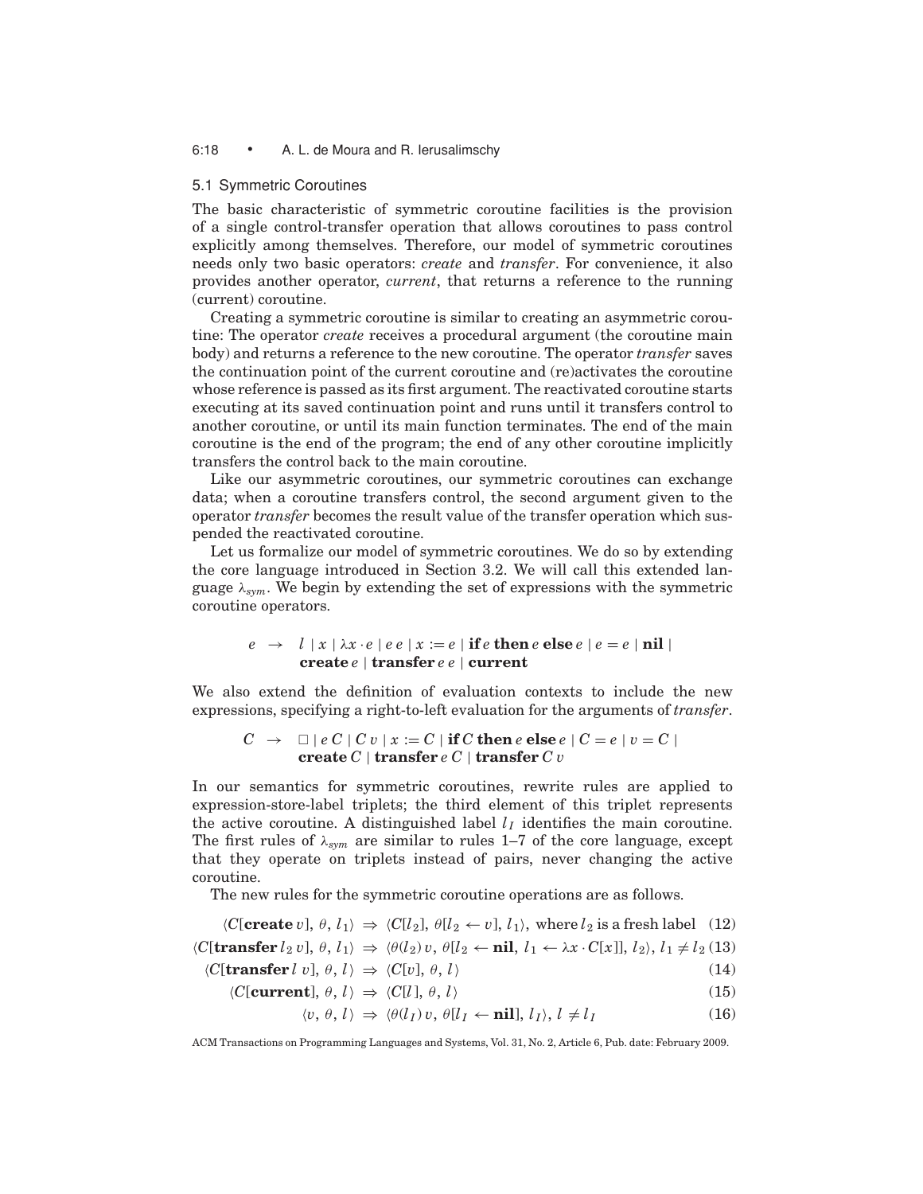### 5.1 Symmetric Coroutines

The basic characteristic of symmetric coroutine facilities is the provision of a single control-transfer operation that allows coroutines to pass control explicitly among themselves. Therefore, our model of symmetric coroutines needs only two basic operators: *create* and *transfer*. For convenience, it also provides another operator, *current*, that returns a reference to the running (current) coroutine.

Creating a symmetric coroutine is similar to creating an asymmetric coroutine: The operator *create* receives a procedural argument (the coroutine main body) and returns a reference to the new coroutine. The operator *transfer* saves the continuation point of the current coroutine and (re)activates the coroutine whose reference is passed as its first argument. The reactivated coroutine starts executing at its saved continuation point and runs until it transfers control to another coroutine, or until its main function terminates. The end of the main coroutine is the end of the program; the end of any other coroutine implicitly transfers the control back to the main coroutine.

Like our asymmetric coroutines, our symmetric coroutines can exchange data; when a coroutine transfers control, the second argument given to the operator *transfer* becomes the result value of the transfer operation which suspended the reactivated coroutine.

Let us formalize our model of symmetric coroutines. We do so by extending the core language introduced in Section 3.2. We will call this extended language $\lambda_{sym}$. We begin by extending the set of expressions with the symmetric coroutine operators.

$$e \;\rightarrow\; l \mid x \mid \lambda x \cdot e \mid e\, e \mid x := e \mid \textbf{if}\, e\, \textbf{then}\, e\, \textbf{else}\, e \mid e = e \mid \textbf{nil} \mid \textbf{create}\, e \mid \textbf{transfer}\, e\, e \mid \textbf{current}$$

We also extend the definition of evaluation contexts to include the new expressions, specifying a right-to-left evaluation for the arguments of *transfer*.

$$C \;\rightarrow\; \square \mid e\, C \mid C\, v \mid x := C \mid \textbf{if}\, C\, \textbf{then}\, e\, \textbf{else}\, e \mid C = e \mid v = C \mid \textbf{create}\, C \mid \textbf{transfer}\, e\, C \mid \textbf{transfer}\, C\, v$$

In our semantics for symmetric coroutines, rewrite rules are applied to expression-store-label triplets; the third element of this triplet represents the active coroutine. A distinguished label $l_I$ identifies the main coroutine. The first rules of $\lambda_{sym}$ are similar to rules 1–7 of the core language, except that they operate on triplets instead of pairs, never changing the active coroutine.

The new rules for the symmetric coroutine operations are as follows.

$$\langle C[\textbf{create}\, v],\, \theta,\, l_1\rangle \;\Rightarrow\; \langle C[l_2],\, \theta[l_2 \leftarrow v],\, l_1\rangle, \text{ where } l_2 \text{ is a fresh label} \quad (12)$$

$$\langle C[\textbf{transfer}\, l_2\, v],\, \theta,\, l_1\rangle \;\Rightarrow\; \langle \theta(l_2)\, v,\, \theta[l_2 \leftarrow \textbf{nil},\, l_1 \leftarrow \lambda x \cdot C[x]],\, l_2\rangle,\; l_1 \neq l_2 \quad (13)$$

$$\langle C[\textbf{transfer}\, l\, v],\, \theta,\, l\rangle \;\Rightarrow\; \langle C[v],\, \theta,\, l\rangle \quad (14)$$

$$\langle C[\textbf{current}],\, \theta,\, l\rangle \;\Rightarrow\; \langle C[l],\, \theta,\, l\rangle \quad (15)$$

$$\langle v,\, \theta,\, l\rangle \;\Rightarrow\; \langle \theta(l_I)\, v,\, \theta[l_I \leftarrow \textbf{nil}],\, l_I\rangle,\; l \neq l_I \quad (16)$$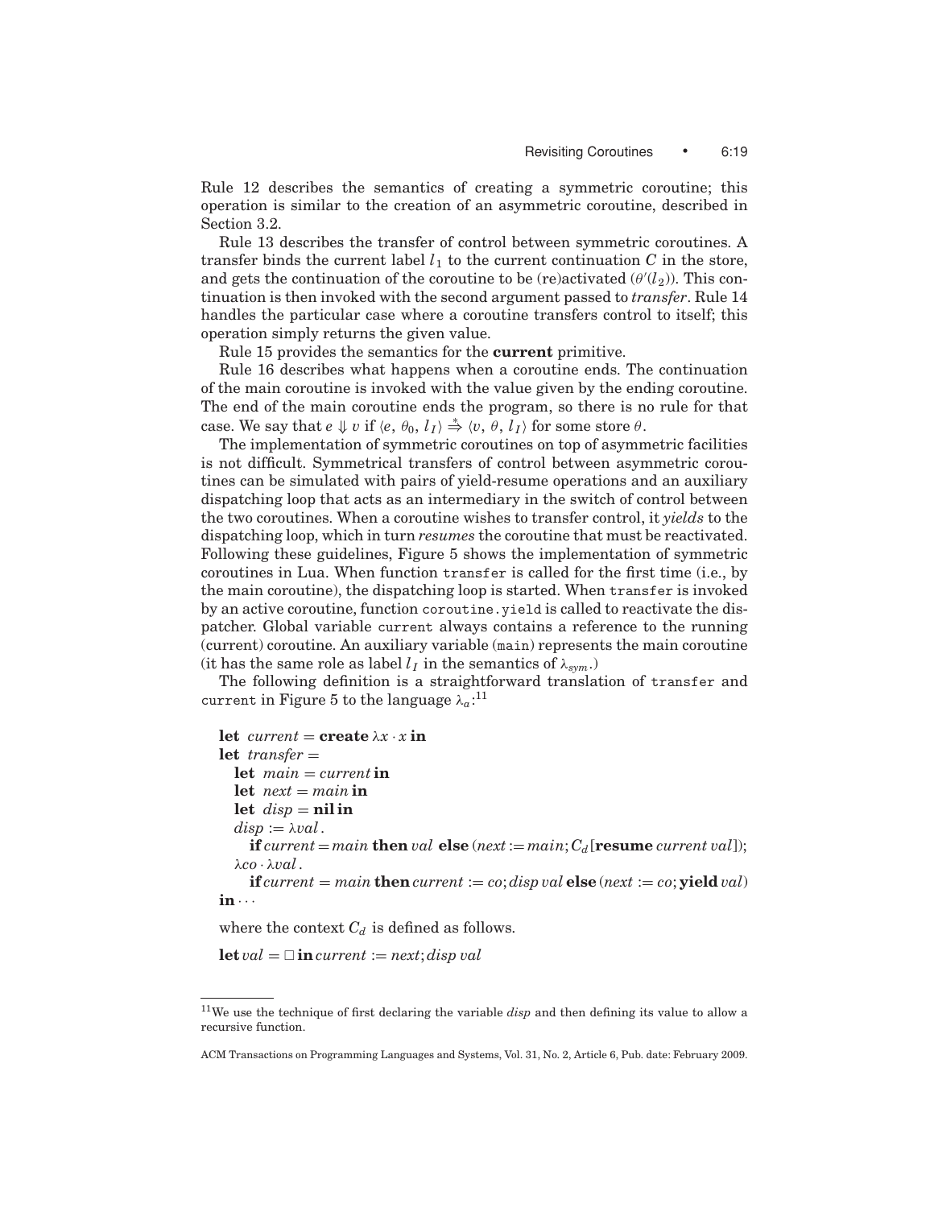Rule 12 describes the semantics of creating a symmetric coroutine; this operation is similar to the creation of an asymmetric coroutine, described in Section 3.2.

Rule 13 describes the transfer of control between symmetric coroutines. A transfer binds the current label $l_1$ to the current continuation $C$ in the store, and gets the continuation of the coroutine to be (re)activated ($\theta'(l_2)$). This continuation is then invoked with the second argument passed to *transfer*. Rule 14 handles the particular case where a coroutine transfers control to itself; this operation simply returns the given value.

Rule 15 provides the semantics for the **current** primitive.

Rule 16 describes what happens when a coroutine ends. The continuation of the main coroutine is invoked with the value given by the ending coroutine. The end of the main coroutine ends the program, so there is no rule for that case. We say that $e \Downarrow v$ if $\langle e, \theta_0, l_I\rangle \overset{*}{\Rightarrow} \langle v, \theta, l_I\rangle$ for some store $\theta$.

The implementation of symmetric coroutines on top of asymmetric facilities is not difficult. Symmetrical transfers of control between asymmetric coroutines can be simulated with pairs of yield-resume operations and an auxiliary dispatching loop that acts as an intermediary in the switch of control between the two coroutines. When a coroutine wishes to transfer control, it *yields* to the dispatching loop, which in turn *resumes* the coroutine that must be reactivated. Following these guidelines, Figure 5 shows the implementation of symmetric coroutines in Lua. When function `transfer` is called for the first time (i.e., by the main coroutine), the dispatching loop is started. When `transfer` is invoked by an active coroutine, function `coroutine.yield` is called to reactivate the dispatcher. Global variable `current` always contains a reference to the running (current) coroutine. An auxiliary variable (`main`) represents the main coroutine (it has the same role as label $l_I$ in the semantics of $\lambda_{sym}$.)

The following definition is a straightforward translation of `transfer` and `current` in Figure 5 to the language $\lambda_a$:[11]

$$
\begin{array}{l}
\textbf{let}\ \ \textit{current} = \textbf{create}\ \lambda x \cdot x\ \textbf{in} \\
\textbf{let}\ \ \textit{transfer} = \\
\quad \textbf{let}\ \ \textit{main} = \textit{current}\ \textbf{in} \\
\quad \textbf{let}\ \ \textit{next} = \textit{main}\ \textbf{in} \\
\quad \textbf{let}\ \ \textit{disp} = \textbf{nil}\ \textbf{in} \\
\quad \textit{disp} := \lambda \textit{val}\,. \\
\quad\quad \textbf{if}\ \textit{current} = \textit{main}\ \textbf{then}\ \textit{val}\ \ \textbf{else}\ (\textit{next} := \textit{main}; C_d[\textbf{resume}\ \textit{current}\ \textit{val}]); \\
\quad \lambda \textit{co} \cdot \lambda \textit{val}\,. \\
\quad\quad \textbf{if}\ \textit{current} = \textit{main}\ \textbf{then}\ \textit{current} := \textit{co}; \textit{disp}\ \textit{val}\ \textbf{else}\ (\textit{next} := \textit{co}; \textbf{yield}\ \textit{val}) \\
\textbf{in} \cdots
\end{array}
$$

where the context $C_d$ is defined as follows.

$$\textbf{let}\ \textit{val} = \Box\ \textbf{in}\ \textit{current} := \textit{next}; \textit{disp}\ \textit{val}$$

[11] We use the technique of first declaring the variable *disp* and then defining its value to allow a recursive function.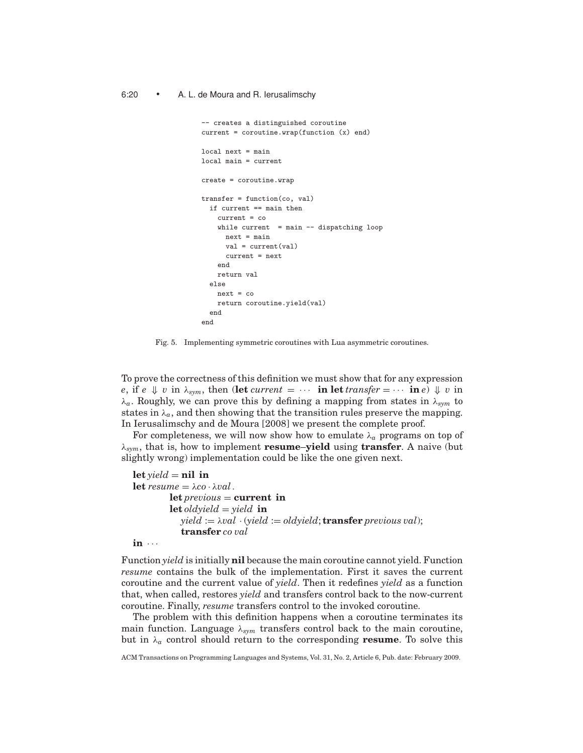```
-- creates a distinguished coroutine
current = coroutine.wrap(function (x) end)

local next = main
local main = current

create = coroutine.wrap

transfer = function(co, val)
  if current == main then
    current = co
    while current  = main -- dispatching loop
      next = main
      val = current(val)
      current = next
    end
    return val
  else
    next = co
    return coroutine.yield(val)
  end
end
```

Fig. 5. Implementing symmetric coroutines with Lua asymmetric coroutines.

To prove the correctness of this definition we must show that for any expression $e$, if $e \Downarrow v$ in $\lambda_{sym}$, then ($\textbf{let}\ \textit{current} = \cdots\ \textbf{in let}\ \textit{transfer} = \cdots\ \textbf{in}\ e$) $\Downarrow v$ in $\lambda_a$. Roughly, we can prove this by defining a mapping from states in $\lambda_{sym}$ to states in $\lambda_a$, and then showing that the transition rules preserve the mapping. In Ierusalimschy and de Moura [2008] we present the complete proof.

For completeness, we will now show how to emulate $\lambda_a$ programs on top of $\lambda_{sym}$, that is, how to implement **resume**–**yield** using **transfer**. A naive (but slightly wrong) implementation could be like the one given next.

$$
\begin{array}{l}
\textbf{let}\ \textit{yield} = \textbf{nil}\ \textbf{in} \\
\textbf{let}\ \textit{resume} = \lambda co \cdot \lambda val\,. \\
\qquad\quad \textbf{let}\ \textit{previous} = \textbf{current}\ \textbf{in} \\
\qquad\quad \textbf{let}\ \textit{oldyield} = \textit{yield}\ \textbf{in} \\
\qquad\qquad \textit{yield} := \lambda val \cdot (\textit{yield} := \textit{oldyield}; \textbf{transfer}\ \textit{previous}\ \textit{val}); \\
\qquad\qquad \textbf{transfer}\ \textit{co}\ \textit{val} \\
\textbf{in}\ \cdots
\end{array}
$$

Function *yield* is initially **nil** because the main coroutine cannot yield. Function *resume* contains the bulk of the implementation. First it saves the current coroutine and the current value of *yield*. Then it redefines *yield* as a function that, when called, restores *yield* and transfers control back to the now-current coroutine. Finally, *resume* transfers control to the invoked coroutine.

The problem with this definition happens when a coroutine terminates its main function. Language $\lambda_{sym}$ transfers control back to the main coroutine, but in $\lambda_a$ control should return to the corresponding **resume**. To solve this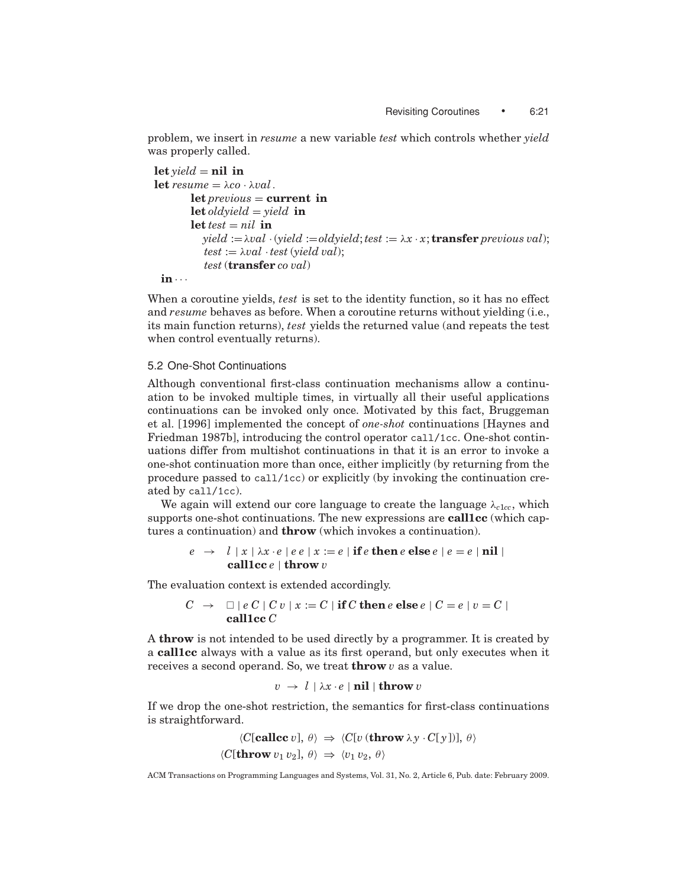problem, we insert in *resume* a new variable *test* which controls whether *yield* was properly called.

$$
\begin{array}{l}
\textbf{let}\ \mathit{yield} = \textbf{nil}\ \textbf{in} \\
\textbf{let}\ \mathit{resume} = \lambda co \cdot \lambda val\,. \\
\qquad \textbf{let}\ \mathit{previous} = \textbf{current}\ \textbf{in} \\
\qquad \textbf{let}\ \mathit{oldyield} = \mathit{yield}\ \textbf{in} \\
\qquad \textbf{let}\ \mathit{test} = \mathit{nil}\ \textbf{in} \\
\qquad\quad \mathit{yield} := \lambda val \cdot (\mathit{yield} := \mathit{oldyield}; \mathit{test} := \lambda x \cdot x; \textbf{transfer}\ \mathit{previous}\ val); \\
\qquad\quad \mathit{test} := \lambda val \cdot \mathit{test}\ (\mathit{yield}\ val); \\
\qquad\quad \mathit{test}\ (\textbf{transfer}\ co\ val) \\
\ \textbf{in} \cdots
\end{array}
$$

When a coroutine yields, *test* is set to the identity function, so it has no effect and *resume* behaves as before. When a coroutine returns without yielding (i.e., its main function returns), *test* yields the returned value (and repeats the test when control eventually returns).

## 5.2 One-Shot Continuations

Although conventional first-class continuation mechanisms allow a continuation to be invoked multiple times, in virtually all their useful applications continuations can be invoked only once. Motivated by this fact, Bruggeman et al. [1996] implemented the concept of *one-shot* continuations [Haynes and Friedman 1987b], introducing the control operator `call/1cc`. One-shot continuations differ from multishot continuations in that it is an error to invoke a one-shot continuation more than once, either implicitly (by returning from the procedure passed to `call/1cc`) or explicitly (by invoking the continuation created by `call/1cc`).

We again will extend our core language to create the language $\lambda_{c1cc}$, which supports one-shot continuations. The new expressions are **call1cc** (which captures a continuation) and **throw** (which invokes a continuation).

$$
\begin{array}{rcl}
e & \rightarrow & l \mid x \mid \lambda x \cdot e \mid e\ e \mid x := e \mid \textbf{if}\ e\ \textbf{then}\ e\ \textbf{else}\ e \mid e = e \mid \textbf{nil} \mid \\
 & & \textbf{call1cc}\ e \mid \textbf{throw}\ v
\end{array}
$$

The evaluation context is extended accordingly.

$$
\begin{array}{rcl}
C & \rightarrow & \square \mid e\ C \mid C\ v \mid x := C \mid \textbf{if}\ C\ \textbf{then}\ e\ \textbf{else}\ e \mid C = e \mid v = C \mid \\
 & & \textbf{call1cc}\ C
\end{array}
$$

A **throw** is not intended to be used directly by a programmer. It is created by a **call1cc** always with a value as its first operand, but only executes when it receives a second operand. So, we treat **throw** $v$ as a value.

$$v \rightarrow l \mid \lambda x \cdot e \mid \textbf{nil} \mid \textbf{throw}\ v$$

If we drop the one-shot restriction, the semantics for first-class continuations is straightforward.

$$
\begin{array}{rcl}
\langle C[\textbf{callcc}\ v],\ \theta\rangle & \Rightarrow & \langle C[v\ (\textbf{throw}\ \lambda y \cdot C[y])],\ \theta\rangle \\
\langle C[\textbf{throw}\ v_1\ v_2],\ \theta\rangle & \Rightarrow & \langle v_1\ v_2,\ \theta\rangle
\end{array}
$$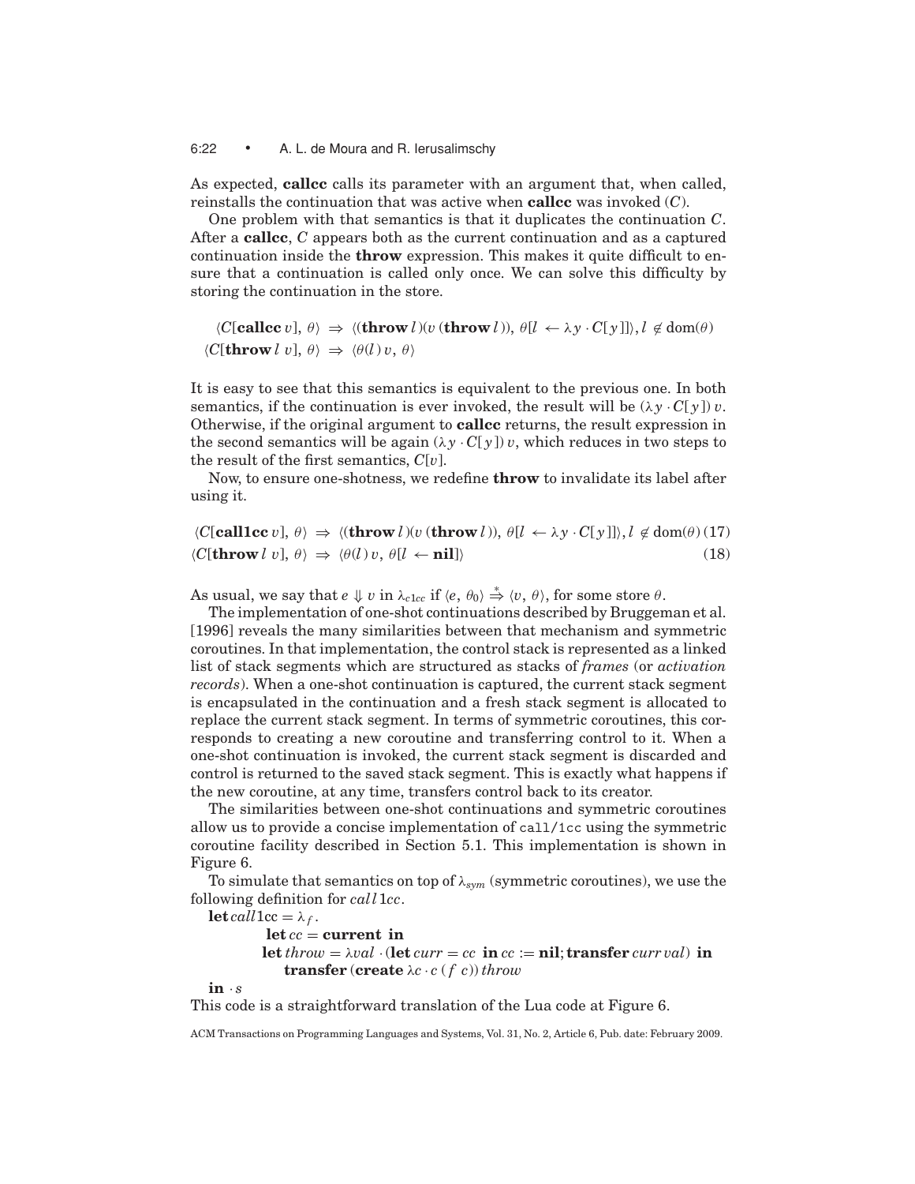As expected, **callcc** calls its parameter with an argument that, when called, reinstalls the continuation that was active when **callcc** was invoked ($C$).

One problem with that semantics is that it duplicates the continuation $C$. After a **callcc**, $C$ appears both as the current continuation and as a captured continuation inside the **throw** expression. This makes it quite difficult to ensure that a continuation is called only once. We can solve this difficulty by storing the continuation in the store.

$$\langle C[\textbf{callcc}\, v],\, \theta\rangle \;\Rightarrow\; \langle(\textbf{throw}\, l)(v\,(\textbf{throw}\, l)),\, \theta[l \leftarrow \lambda y \cdot C[y]]\rangle, l \notin \text{dom}(\theta)$$
$$\langle C[\textbf{throw}\, l\; v],\, \theta\rangle \;\Rightarrow\; \langle \theta(l)\, v,\, \theta\rangle$$

It is easy to see that this semantics is equivalent to the previous one. In both semantics, if the continuation is ever invoked, the result will be $(\lambda y \cdot C[y])\, v$. Otherwise, if the original argument to **callcc** returns, the result expression in the second semantics will be again $(\lambda y \cdot C[y])\, v$, which reduces in two steps to the result of the first semantics, $C[v]$.

Now, to ensure one-shotness, we redefine **throw** to invalidate its label after using it.

$$\langle C[\textbf{call1cc}\, v],\, \theta\rangle \;\Rightarrow\; \langle(\textbf{throw}\, l)(v\,(\textbf{throw}\, l)),\, \theta[l \leftarrow \lambda y \cdot C[y]]\rangle, l \notin \text{dom}(\theta) \quad (17)$$
$$\langle C[\textbf{throw}\, l\; v],\, \theta\rangle \;\Rightarrow\; \langle \theta(l)\, v,\, \theta[l \leftarrow \textbf{nil}]\rangle \quad (18)$$

As usual, we say that $e \Downarrow v$ in $\lambda_{c1cc}$ if $\langle e,\, \theta_0\rangle \overset{*}{\Rightarrow} \langle v,\, \theta\rangle$, for some store $\theta$.

The implementation of one-shot continuations described by Bruggeman et al. [1996] reveals the many similarities between that mechanism and symmetric coroutines. In that implementation, the control stack is represented as a linked list of stack segments which are structured as stacks of *frames* (or *activation records*). When a one-shot continuation is captured, the current stack segment is encapsulated in the continuation and a fresh stack segment is allocated to replace the current stack segment. In terms of symmetric coroutines, this corresponds to creating a new coroutine and transferring control to it. When a one-shot continuation is invoked, the current stack segment is discarded and control is returned to the saved stack segment. This is exactly what happens if the new coroutine, at any time, transfers control back to its creator.

The similarities between one-shot continuations and symmetric coroutines allow us to provide a concise implementation of `call/1cc` using the symmetric coroutine facility described in Section 5.1. This implementation is shown in Figure 6.

To simulate that semantics on top of $\lambda_{sym}$ (symmetric coroutines), we use the following definition for $call1cc$.

$\textbf{let}\, call1\text{cc} = \lambda_f.$
$\quad \textbf{let}\, cc = \textbf{current in}$
$\quad \textbf{let}\, throw = \lambda val \cdot (\textbf{let}\, curr = cc\;\; \textbf{in}\, cc := \textbf{nil}; \textbf{transfer}\, curr\, val)\;\textbf{in}$
$\quad\quad \textbf{transfer}\, (\textbf{create}\, \lambda c \cdot c\, (f\;\, c))\, throw$
$\textbf{in} \cdot s$

This code is a straightforward translation of the Lua code at Figure 6.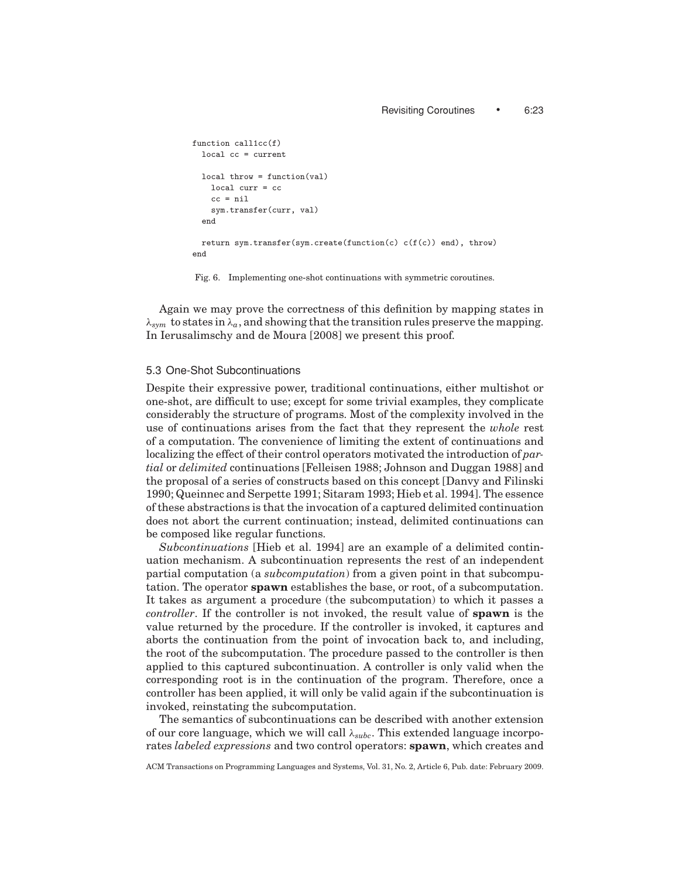```
function call1cc(f)
  local cc = current

  local throw = function(val)
    local curr = cc
    cc = nil
    sym.transfer(curr, val)
  end

  return sym.transfer(sym.create(function(c) c(f(c)) end), throw)
end
```

Fig. 6. Implementing one-shot continuations with symmetric coroutines.

Again we may prove the correctness of this definition by mapping states in $\lambda_{sym}$ to states in $\lambda_{a}$, and showing that the transition rules preserve the mapping. In Ierusalimschy and de Moura [2008] we present this proof.

### 5.3 One-Shot Subcontinuations

Despite their expressive power, traditional continuations, either multishot or one-shot, are difficult to use; except for some trivial examples, they complicate considerably the structure of programs. Most of the complexity involved in the use of continuations arises from the fact that they represent the *whole* rest of a computation. The convenience of limiting the extent of continuations and localizing the effect of their control operators motivated the introduction of *partial* or *delimited* continuations [Felleisen 1988; Johnson and Duggan 1988] and the proposal of a series of constructs based on this concept [Danvy and Filinski 1990; Queinnec and Serpette 1991; Sitaram 1993; Hieb et al. 1994]. The essence of these abstractions is that the invocation of a captured delimited continuation does not abort the current continuation; instead, delimited continuations can be composed like regular functions.

*Subcontinuations* [Hieb et al. 1994] are an example of a delimited continuation mechanism. A subcontinuation represents the rest of an independent partial computation (a *subcomputation*) from a given point in that subcomputation. The operator **spawn** establishes the base, or root, of a subcomputation. It takes as argument a procedure (the subcomputation) to which it passes a *controller*. If the controller is not invoked, the result value of **spawn** is the value returned by the procedure. If the controller is invoked, it captures and aborts the continuation from the point of invocation back to, and including, the root of the subcomputation. The procedure passed to the controller is then applied to this captured subcontinuation. A controller is only valid when the corresponding root is in the continuation of the program. Therefore, once a controller has been applied, it will only be valid again if the subcontinuation is invoked, reinstating the subcomputation.

The semantics of subcontinuations can be described with another extension of our core language, which we will call $\lambda_{subc}$. This extended language incorporates *labeled expressions* and two control operators: **spawn**, which creates and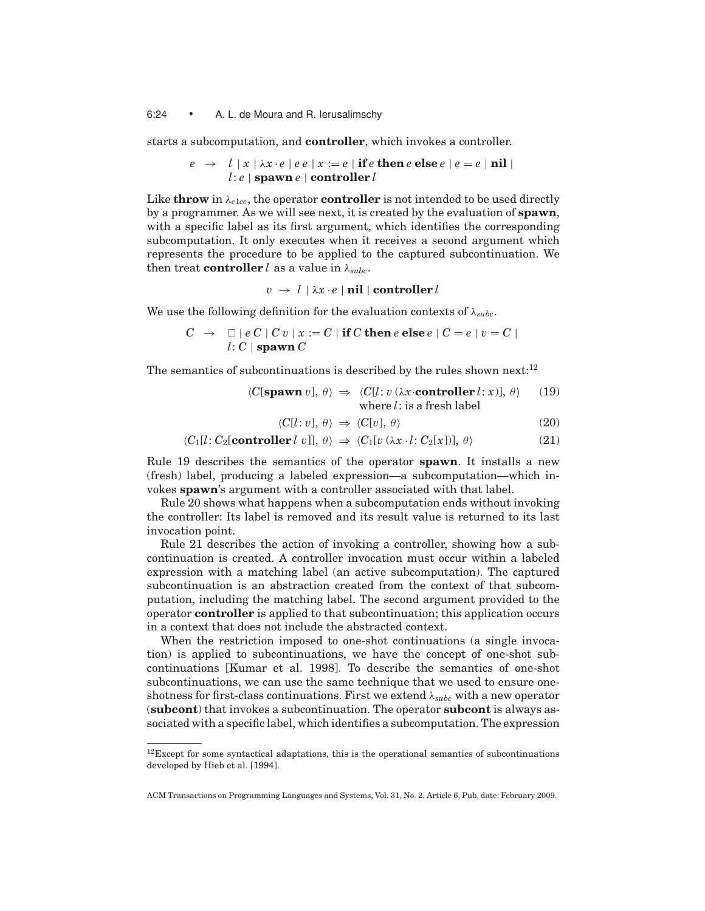starts a subcomputation, and **controller**, which invokes a controller.

$$e \;\rightarrow\; l \mid x \mid \lambda x \cdot e \mid e\;e \mid x := e \mid \textbf{if}\, e \,\textbf{then}\, e \,\textbf{else}\, e \mid e = e \mid \textbf{nil} \mid$$
$$l\!: e \mid \textbf{spawn}\, e \mid \textbf{controller}\, l$$

Like **throw** in $\lambda_{c1cc}$, the operator **controller** is not intended to be used directly by a programmer. As we will see next, it is created by the evaluation of **spawn**, with a specific label as its first argument, which identifies the corresponding subcomputation. It only executes when it receives a second argument which represents the procedure to be applied to the captured subcontinuation. We then treat **controller** $l$ as a value in $\lambda_{subc}$.

$$v \;\rightarrow\; l \mid \lambda x \cdot e \mid \textbf{nil} \mid \textbf{controller}\, l$$

We use the following definition for the evaluation contexts of $\lambda_{subc}$.

$$C \;\rightarrow\; \Box \mid e\,C \mid C\,v \mid x := C \mid \textbf{if}\, C \,\textbf{then}\, e \,\textbf{else}\, e \mid C = e \mid v = C \mid$$
$$l\!: C \mid \textbf{spawn}\, C$$

The semantics of subcontinuations is described by the rules shown next:[12]

$$\langle C[\textbf{spawn}\, v],\, \theta\rangle \;\Rightarrow\; \langle C[l\!: v\,(\lambda x \cdot \textbf{controller}\, l\!: x)],\, \theta\rangle \quad \text{where } l\!: \text{ is a fresh label} \tag{19}$$

$$\langle C[l\!: v],\, \theta\rangle \;\Rightarrow\; \langle C[v],\, \theta\rangle \tag{20}$$

$$\langle C_1[l\!: C_2[\textbf{controller}\, l\; v]],\, \theta\rangle \;\Rightarrow\; \langle C_1[v\,(\lambda x \cdot l\!: C_2[x])],\, \theta\rangle \tag{21}$$

Rule 19 describes the semantics of the operator **spawn**. It installs a new (fresh) label, producing a labeled expression—a subcomputation—which invokes **spawn**'s argument with a controller associated with that label.

Rule 20 shows what happens when a subcomputation ends without invoking the controller: Its label is removed and its result value is returned to its last invocation point.

Rule 21 describes the action of invoking a controller, showing how a subcontinuation is created. A controller invocation must occur within a labeled expression with a matching label (an active subcomputation). The captured subcontinuation is an abstraction created from the context of that subcomputation, including the matching label. The second argument provided to the operator **controller** is applied to that subcontinuation; this application occurs in a context that does not include the abstracted context.

When the restriction imposed to one-shot continuations (a single invocation) is applied to subcontinuations, we have the concept of one-shot subcontinuations [Kumar et al. 1998]. To describe the semantics of one-shot subcontinuations, we can use the same technique that we used to ensure one-shotness for first-class continuations. First we extend $\lambda_{subc}$ with a new operator (**subcont**) that invokes a subcontinuation. The operator **subcont** is always associated with a specific label, which identifies a subcomputation. The expression

[12] Except for some syntactical adaptations, this is the operational semantics of subcontinuations developed by Hieb et al. [1994].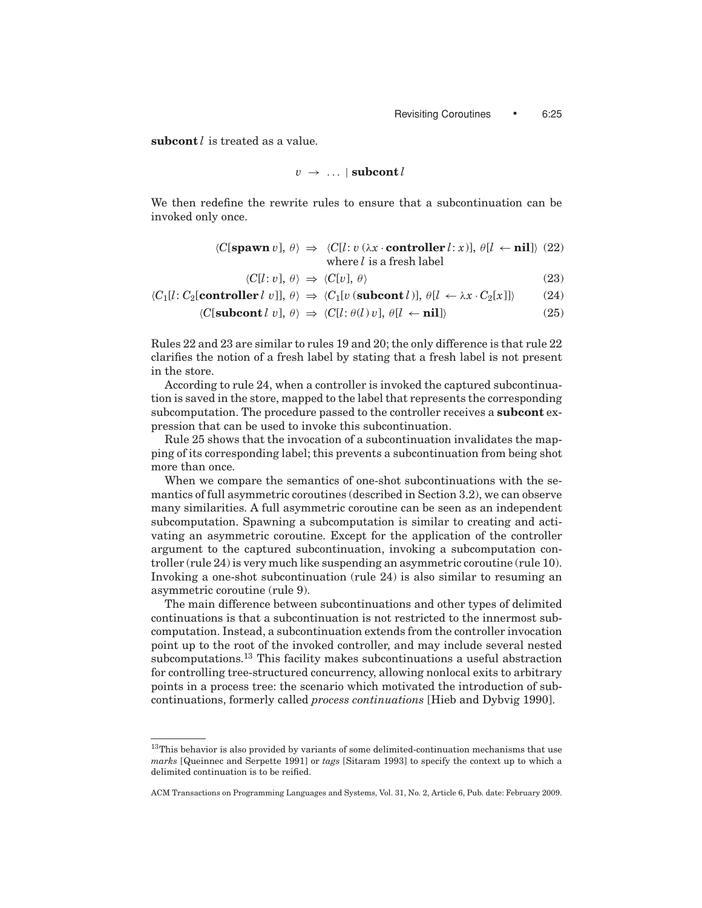**subcont** $l$ is treated as a value.

$$v \;\rightarrow\; \ldots \mid \textbf{subcont}\, l$$

We then redefine the rewrite rules to ensure that a subcontinuation can be invoked only once.

$$\langle C[\textbf{spawn}\, v],\, \theta\rangle \;\Rightarrow\; \langle C[l\colon v\,(\lambda x \cdot \textbf{controller}\, l\colon x)],\, \theta[l \leftarrow \textbf{nil}]\rangle \quad (22)$$
$$\text{where } l \text{ is a fresh label}$$

$$\langle C[l\colon v],\, \theta\rangle \;\Rightarrow\; \langle C[v],\, \theta\rangle \quad (23)$$

$$\langle C_1[l\colon C_2[\textbf{controller}\, l\; v]],\, \theta\rangle \;\Rightarrow\; \langle C_1[v\,(\textbf{subcont}\, l)],\, \theta[l \leftarrow \lambda x \cdot C_2[x]]\rangle \quad (24)$$

$$\langle C[\textbf{subcont}\, l\; v],\, \theta\rangle \;\Rightarrow\; \langle C[l\colon \theta(l)\, v],\, \theta[l \leftarrow \textbf{nil}]\rangle \quad (25)$$

Rules 22 and 23 are similar to rules 19 and 20; the only difference is that rule 22 clarifies the notion of a fresh label by stating that a fresh label is not present in the store.

According to rule 24, when a controller is invoked the captured subcontinuation is saved in the store, mapped to the label that represents the corresponding subcomputation. The procedure passed to the controller receives a **subcont** expression that can be used to invoke this subcontinuation.

Rule 25 shows that the invocation of a subcontinuation invalidates the mapping of its corresponding label; this prevents a subcontinuation from being shot more than once.

When we compare the semantics of one-shot subcontinuations with the semantics of full asymmetric coroutines (described in Section 3.2), we can observe many similarities. A full asymmetric coroutine can be seen as an independent subcomputation. Spawning a subcomputation is similar to creating and activating an asymmetric coroutine. Except for the application of the controller argument to the captured subcontinuation, invoking a subcomputation controller (rule 24) is very much like suspending an asymmetric coroutine (rule 10). Invoking a one-shot subcontinuation (rule 24) is also similar to resuming an asymmetric coroutine (rule 9).

The main difference between subcontinuations and other types of delimited continuations is that a subcontinuation is not restricted to the innermost subcomputation. Instead, a subcontinuation extends from the controller invocation point up to the root of the invoked controller, and may include several nested subcomputations.[13] This facility makes subcontinuations a useful abstraction for controlling tree-structured concurrency, allowing nonlocal exits to arbitrary points in a process tree: the scenario which motivated the introduction of subcontinuations, formerly called *process continuations* [Hieb and Dybvig 1990].

[13] This behavior is also provided by variants of some delimited-continuation mechanisms that use *marks* [Queinnec and Serpette 1991] or *tags* [Sitaram 1993] to specify the context up to which a delimited continuation is to be reified.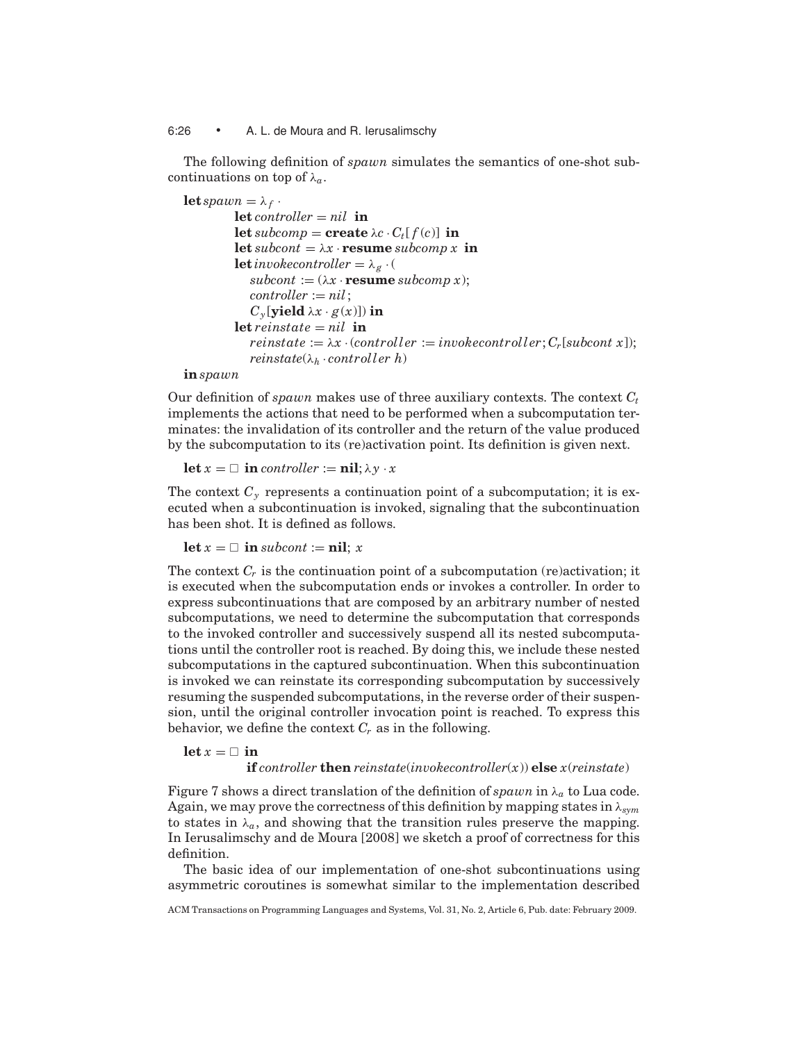The following definition of *spawn* simulates the semantics of one-shot subcontinuations on top of $\lambda_a$.

$$
\begin{array}{l}
\textbf{let}\, spawn = \lambda_f \cdot \\
\quad\quad \textbf{let}\, controller = nil \;\; \textbf{in} \\
\quad\quad \textbf{let}\, subcomp = \textbf{create}\, \lambda c \cdot C_t[\,f(c)] \;\; \textbf{in} \\
\quad\quad \textbf{let}\, subcont = \lambda x \cdot \textbf{resume}\, subcomp\; x \;\; \textbf{in} \\
\quad\quad \textbf{let}\, invokecontroller = \lambda_g \cdot ( \\
\quad\quad\quad subcont := (\lambda x \cdot \textbf{resume}\, subcomp\; x); \\
\quad\quad\quad controller := nil\,; \\
\quad\quad\quad C_y[\textbf{yield}\, \lambda x \cdot g(x)]) \;\textbf{in} \\
\quad\quad \textbf{let}\, reinstate = nil \;\; \textbf{in} \\
\quad\quad\quad reinstate := \lambda x \cdot (controller := invokecontroller; C_r[subcont\; x]); \\
\quad\quad\quad reinstate(\lambda_h \cdot controller\; h) \\
\textbf{in}\, spawn
\end{array}
$$

Our definition of *spawn* makes use of three auxiliary contexts. The context $C_t$ implements the actions that need to be performed when a subcomputation terminates: the invalidation of its controller and the return of the value produced by the subcomputation to its (re)activation point. Its definition is given next.

$$\textbf{let}\; x = \Box \;\; \textbf{in}\; controller := \textbf{nil}; \lambda y \cdot x$$

The context $C_y$ represents a continuation point of a subcomputation; it is executed when a subcontinuation is invoked, signaling that the subcontinuation has been shot. It is defined as follows.

$$\textbf{let}\; x = \Box \;\; \textbf{in}\; subcont := \textbf{nil};\; x$$

The context $C_r$ is the continuation point of a subcomputation (re)activation; it is executed when the subcomputation ends or invokes a controller. In order to express subcontinuations that are composed by an arbitrary number of nested subcomputations, we need to determine the subcomputation that corresponds to the invoked controller and successively suspend all its nested subcomputations until the controller root is reached. By doing this, we include these nested subcomputations in the captured subcontinuation. When this subcontinuation is invoked we can reinstate its corresponding subcomputation by successively resuming the suspended subcomputations, in the reverse order of their suspension, until the original controller invocation point is reached. To express this behavior, we define the context $C_r$ as in the following.

$$
\begin{array}{l}
\textbf{let}\; x = \Box \;\; \textbf{in} \\
\quad\quad\quad \textbf{if}\, controller\; \textbf{then}\, reinstate(invokecontroller(x))\; \textbf{else}\; x(reinstate)
\end{array}
$$

Figure 7 shows a direct translation of the definition of *spawn* in $\lambda_a$ to Lua code. Again, we may prove the correctness of this definition by mapping states in $\lambda_{sym}$ to states in $\lambda_a$, and showing that the transition rules preserve the mapping. In Ierusalimschy and de Moura [2008] we sketch a proof of correctness for this definition.

The basic idea of our implementation of one-shot subcontinuations using asymmetric coroutines is somewhat similar to the implementation described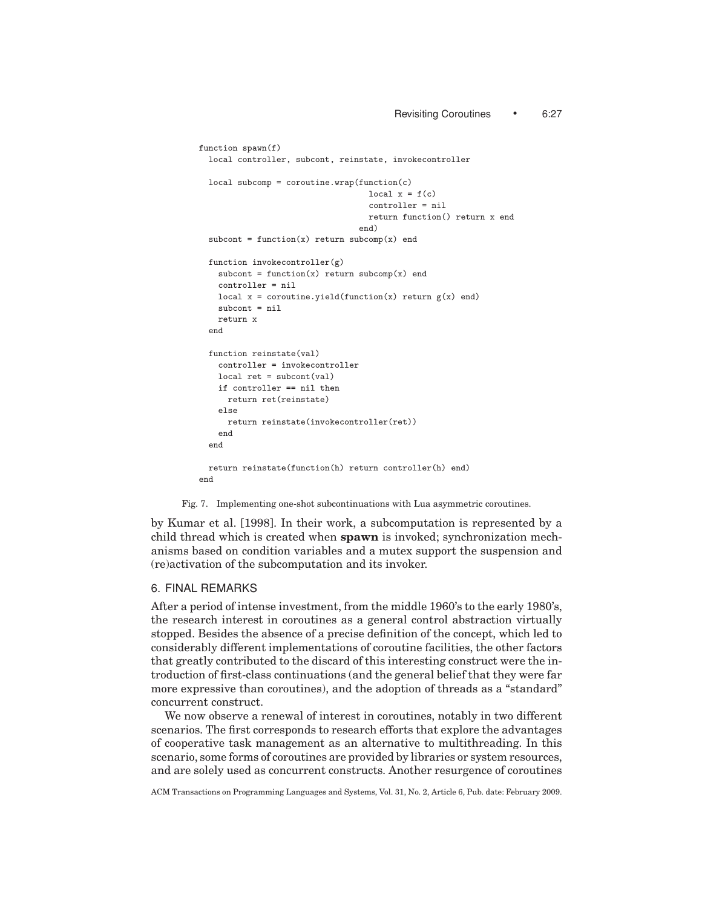```
function spawn(f)
  local controller, subcont, reinstate, invokecontroller

  local subcomp = coroutine.wrap(function(c)
                                   local x = f(c)
                                   controller = nil
                                   return function() return x end
                                 end)
  subcont = function(x) return subcomp(x) end

  function invokecontroller(g)
    subcont = function(x) return subcomp(x) end
    controller = nil
    local x = coroutine.yield(function(x) return g(x) end)
    subcont = nil
    return x
  end

  function reinstate(val)
    controller = invokecontroller
    local ret = subcont(val)
    if controller == nil then
      return ret(reinstate)
    else
      return reinstate(invokecontroller(ret))
    end
  end

  return reinstate(function(h) return controller(h) end)
end
```

Fig. 7. Implementing one-shot subcontinuations with Lua asymmetric coroutines.

by Kumar et al. [1998]. In their work, a subcomputation is represented by a child thread which is created when **spawn** is invoked; synchronization mechanisms based on condition variables and a mutex support the suspension and (re)activation of the subcomputation and its invoker.

## 6. FINAL REMARKS

After a period of intense investment, from the middle 1960's to the early 1980's, the research interest in coroutines as a general control abstraction virtually stopped. Besides the absence of a precise definition of the concept, which led to considerably different implementations of coroutine facilities, the other factors that greatly contributed to the discard of this interesting construct were the introduction of first-class continuations (and the general belief that they were far more expressive than coroutines), and the adoption of threads as a "standard" concurrent construct.

We now observe a renewal of interest in coroutines, notably in two different scenarios. The first corresponds to research efforts that explore the advantages of cooperative task management as an alternative to multithreading. In this scenario, some forms of coroutines are provided by libraries or system resources, and are solely used as concurrent constructs. Another resurgence of coroutines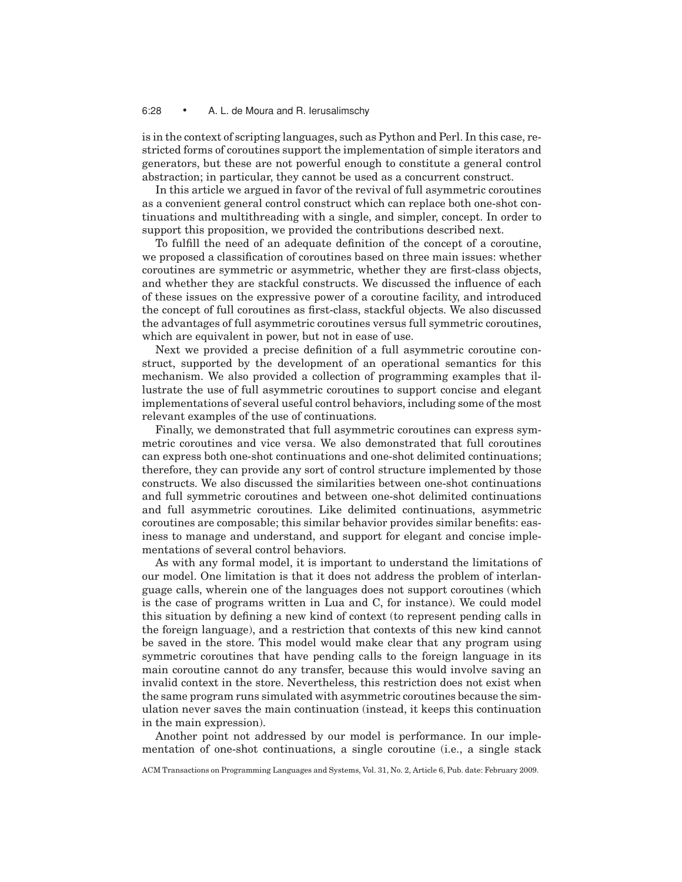is in the context of scripting languages, such as Python and Perl. In this case, restricted forms of coroutines support the implementation of simple iterators and generators, but these are not powerful enough to constitute a general control abstraction; in particular, they cannot be used as a concurrent construct.

In this article we argued in favor of the revival of full asymmetric coroutines as a convenient general control construct which can replace both one-shot continuations and multithreading with a single, and simpler, concept. In order to support this proposition, we provided the contributions described next.

To fulfill the need of an adequate definition of the concept of a coroutine, we proposed a classification of coroutines based on three main issues: whether coroutines are symmetric or asymmetric, whether they are first-class objects, and whether they are stackful constructs. We discussed the influence of each of these issues on the expressive power of a coroutine facility, and introduced the concept of full coroutines as first-class, stackful objects. We also discussed the advantages of full asymmetric coroutines versus full symmetric coroutines, which are equivalent in power, but not in ease of use.

Next we provided a precise definition of a full asymmetric coroutine construct, supported by the development of an operational semantics for this mechanism. We also provided a collection of programming examples that illustrate the use of full asymmetric coroutines to support concise and elegant implementations of several useful control behaviors, including some of the most relevant examples of the use of continuations.

Finally, we demonstrated that full asymmetric coroutines can express symmetric coroutines and vice versa. We also demonstrated that full coroutines can express both one-shot continuations and one-shot delimited continuations; therefore, they can provide any sort of control structure implemented by those constructs. We also discussed the similarities between one-shot continuations and full symmetric coroutines and between one-shot delimited continuations and full asymmetric coroutines. Like delimited continuations, asymmetric coroutines are composable; this similar behavior provides similar benefits: easiness to manage and understand, and support for elegant and concise implementations of several control behaviors.

As with any formal model, it is important to understand the limitations of our model. One limitation is that it does not address the problem of interlanguage calls, wherein one of the languages does not support coroutines (which is the case of programs written in Lua and C, for instance). We could model this situation by defining a new kind of context (to represent pending calls in the foreign language), and a restriction that contexts of this new kind cannot be saved in the store. This model would make clear that any program using symmetric coroutines that have pending calls to the foreign language in its main coroutine cannot do any transfer, because this would involve saving an invalid context in the store. Nevertheless, this restriction does not exist when the same program runs simulated with asymmetric coroutines because the simulation never saves the main continuation (instead, it keeps this continuation in the main expression).

Another point not addressed by our model is performance. In our implementation of one-shot continuations, a single coroutine (i.e., a single stack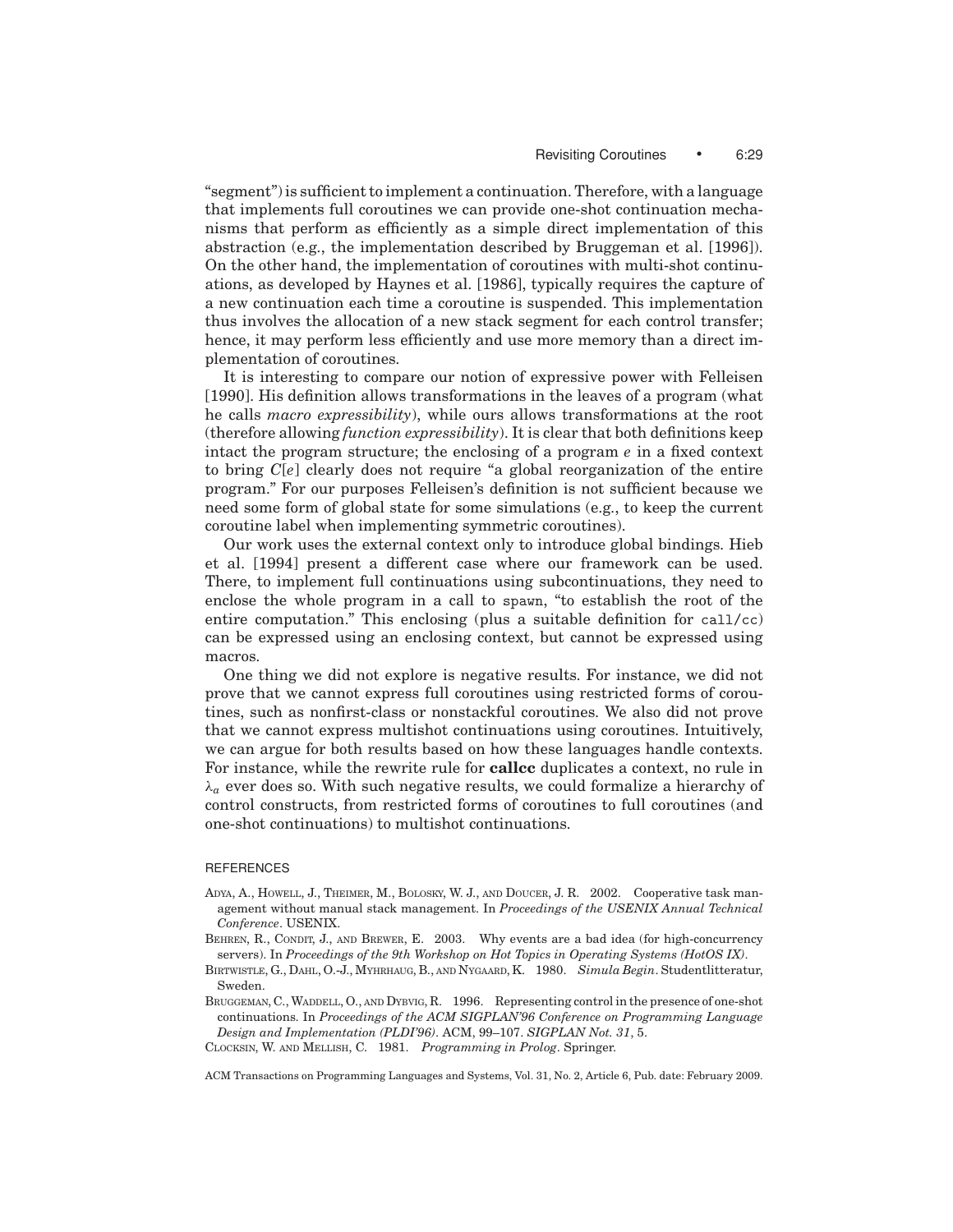"segment") is sufficient to implement a continuation. Therefore, with a language that implements full coroutines we can provide one-shot continuation mechanisms that perform as efficiently as a simple direct implementation of this abstraction (e.g., the implementation described by Bruggeman et al. [1996]). On the other hand, the implementation of coroutines with multi-shot continuations, as developed by Haynes et al. [1986], typically requires the capture of a new continuation each time a coroutine is suspended. This implementation thus involves the allocation of a new stack segment for each control transfer; hence, it may perform less efficiently and use more memory than a direct implementation of coroutines.

It is interesting to compare our notion of expressive power with Felleisen [1990]. His definition allows transformations in the leaves of a program (what he calls *macro expressibility*), while ours allows transformations at the root (therefore allowing *function expressibility*). It is clear that both definitions keep intact the program structure; the enclosing of a program $e$ in a fixed context to bring $C[e]$ clearly does not require "a global reorganization of the entire program." For our purposes Felleisen's definition is not sufficient because we need some form of global state for some simulations (e.g., to keep the current coroutine label when implementing symmetric coroutines).

Our work uses the external context only to introduce global bindings. Hieb et al. [1994] present a different case where our framework can be used. There, to implement full continuations using subcontinuations, they need to enclose the whole program in a call to `spawn`, "to establish the root of the entire computation." This enclosing (plus a suitable definition for `call/cc`) can be expressed using an enclosing context, but cannot be expressed using macros.

One thing we did not explore is negative results. For instance, we did not prove that we cannot express full coroutines using restricted forms of coroutines, such as nonfirst-class or nonstackful coroutines. We also did not prove that we cannot express multishot continuations using coroutines. Intuitively, we can argue for both results based on how these languages handle contexts. For instance, while the rewrite rule for **callcc** duplicates a context, no rule in $\lambda_a$ ever does so. With such negative results, we could formalize a hierarchy of control constructs, from restricted forms of coroutines to full coroutines (and one-shot continuations) to multishot continuations.

## REFERENCES

ADYA, A., HOWELL, J., THEIMER, M., BOLOSKY, W. J., AND DOUCER, J. R. 2002. Cooperative task management without manual stack management. In *Proceedings of the USENIX Annual Technical Conference*. USENIX.

BEHREN, R., CONDIT, J., AND BREWER, E. 2003. Why events are a bad idea (for high-concurrency servers). In *Proceedings of the 9th Workshop on Hot Topics in Operating Systems (HotOS IX)*.

BIRTWISTLE, G., DAHL, O.-J., MYHRHAUG, B., AND NYGAARD, K. 1980. *Simula Begin*. Studentlitteratur, Sweden.

BRUGGEMAN, C., WADDELL, O., AND DYBVIG, R. 1996. Representing control in the presence of one-shot continuations. In *Proceedings of the ACM SIGPLAN'96 Conference on Programming Language Design and Implementation (PLDI'96)*. ACM, 99–107. *SIGPLAN Not. 31*, 5.

CLOCKSIN, W. AND MELLISH, C. 1981. *Programming in Prolog*. Springer.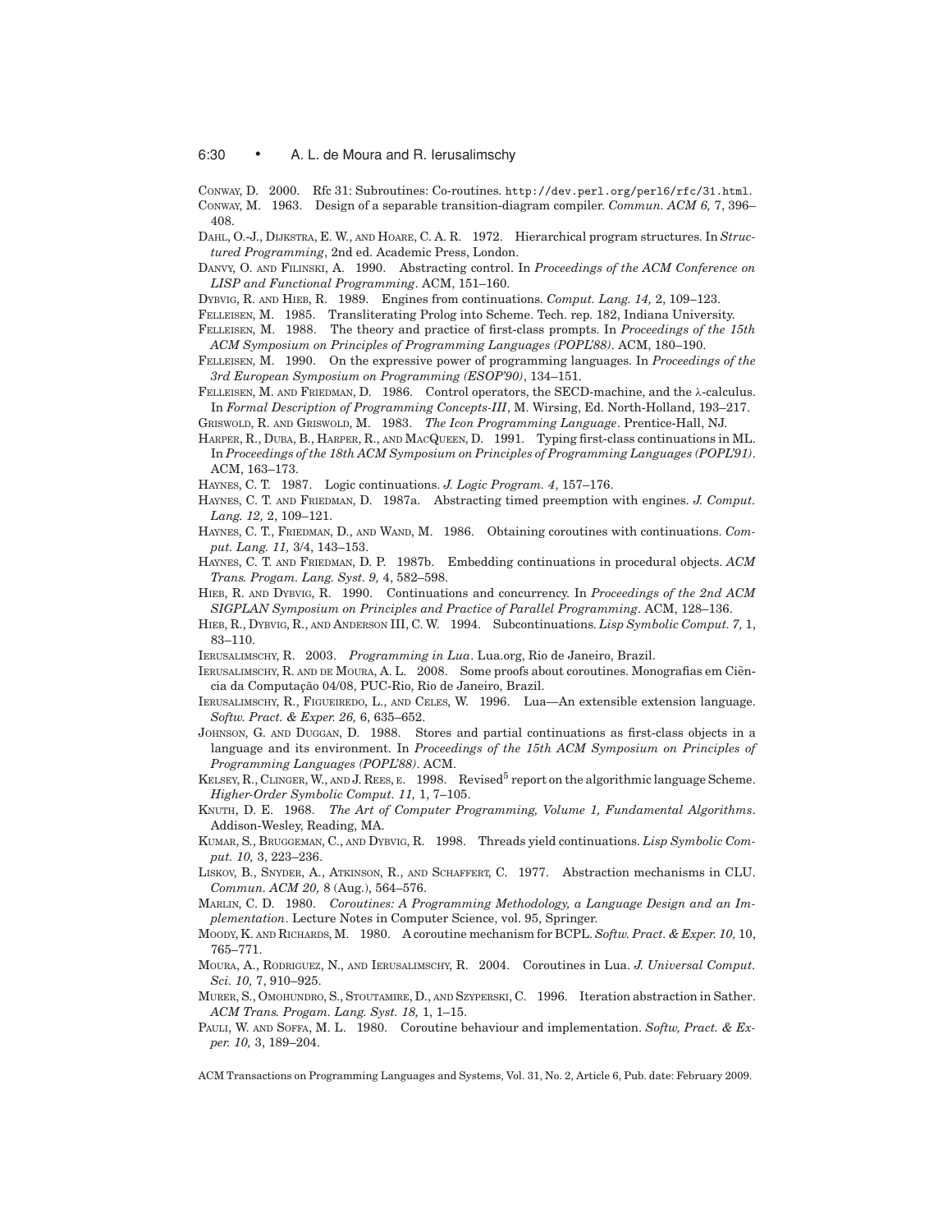Conway, D. 2000. Rfc 31: Subroutines: Co-routines. `http://dev.perl.org/perl6/rfc/31.html`.

Conway, M. 1963. Design of a separable transition-diagram compiler. *Commun. ACM 6,* 7, 396–408.

Dahl, O.-J., Dijkstra, E. W., and Hoare, C. A. R. 1972. Hierarchical program structures. In *Structured Programming*, 2nd ed. Academic Press, London.

Danvy, O. and Filinski, A. 1990. Abstracting control. In *Proceedings of the ACM Conference on LISP and Functional Programming*. ACM, 151–160.

Dybvig, R. and Hieb, R. 1989. Engines from continuations. *Comput. Lang. 14,* 2, 109–123.

Felleisen, M. 1985. Transliterating Prolog into Scheme. Tech. rep. 182, Indiana University.

Felleisen, M. 1988. The theory and practice of first-class prompts. In *Proceedings of the 15th ACM Symposium on Principles of Programming Languages (POPL'88)*. ACM, 180–190.

Felleisen, M. 1990. On the expressive power of programming languages. In *Proceedings of the 3rd European Symposium on Programming (ESOP'90)*, 134–151.

Felleisen, M. and Friedman, D. 1986. Control operators, the SECD-machine, and the λ-calculus. In *Formal Description of Programming Concepts-III*, M. Wirsing, Ed. North-Holland, 193–217.

Griswold, R. and Griswold, M. 1983. *The Icon Programming Language*. Prentice-Hall, NJ.

Harper, R., Duba, B., Harper, R., and MacQueen, D. 1991. Typing first-class continuations in ML. In *Proceedings of the 18th ACM Symposium on Principles of Programming Languages (POPL'91)*. ACM, 163–173.

Haynes, C. T. 1987. Logic continuations. *J. Logic Program. 4*, 157–176.

Haynes, C. T. and Friedman, D. 1987a. Abstracting timed preemption with engines. *J. Comput. Lang. 12,* 2, 109–121.

Haynes, C. T., Friedman, D., and Wand, M. 1986. Obtaining coroutines with continuations. *Comput. Lang. 11,* 3/4, 143–153.

Haynes, C. T. and Friedman, D. P. 1987b. Embedding continuations in procedural objects. *ACM Trans. Progam. Lang. Syst. 9,* 4, 582–598.

Hieb, R. and Dybvig, R. 1990. Continuations and concurrency. In *Proceedings of the 2nd ACM SIGPLAN Symposium on Principles and Practice of Parallel Programming*. ACM, 128–136.

Hieb, R., Dybvig, R., and Anderson III, C. W. 1994. Subcontinuations. *Lisp Symbolic Comput. 7,* 1, 83–110.

Ierusalimschy, R. 2003. *Programming in Lua*. Lua.org, Rio de Janeiro, Brazil.

Ierusalimschy, R. and de Moura, A. L. 2008. Some proofs about coroutines. Monografias em Ciência da Computação 04/08, PUC-Rio, Rio de Janeiro, Brazil.

Ierusalimschy, R., Figueiredo, L., and Celes, W. 1996. Lua—An extensible extension language. *Softw. Pract. & Exper. 26,* 6, 635–652.

Johnson, G. and Duggan, D. 1988. Stores and partial continuations as first-class objects in a language and its environment. In *Proceedings of the 15th ACM Symposium on Principles of Programming Languages (POPL'88)*. ACM.

Kelsey, R., Clinger, W., and J. Rees, E. 1998. Revised[5] report on the algorithmic language Scheme. *Higher-Order Symbolic Comput. 11,* 1, 7–105.

Knuth, D. E. 1968. *The Art of Computer Programming, Volume 1, Fundamental Algorithms*. Addison-Wesley, Reading, MA.

Kumar, S., Bruggeman, C., and Dybvig, R. 1998. Threads yield continuations. *Lisp Symbolic Comput. 10,* 3, 223–236.

Liskov, B., Snyder, A., Atkinson, R., and Schaffert, C. 1977. Abstraction mechanisms in CLU. *Commun. ACM 20,* 8 (Aug.), 564–576.

Marlin, C. D. 1980. *Coroutines: A Programming Methodology, a Language Design and an Implementation*. Lecture Notes in Computer Science, vol. 95, Springer.

Moody, K. and Richards, M. 1980. A coroutine mechanism for BCPL. *Softw. Pract. & Exper. 10,* 10, 765–771.

Moura, A., Rodriguez, N., and Ierusalimschy, R. 2004. Coroutines in Lua. *J. Universal Comput. Sci. 10,* 7, 910–925.

Murer, S., Omohundro, S., Stoutamire, D., and Szyperski, C. 1996. Iteration abstraction in Sather. *ACM Trans. Progam. Lang. Syst. 18,* 1, 1–15.

Pauli, W. and Soffa, M. L. 1980. Coroutine behaviour and implementation. *Softw, Pract. & Exper. 10,* 3, 189–204.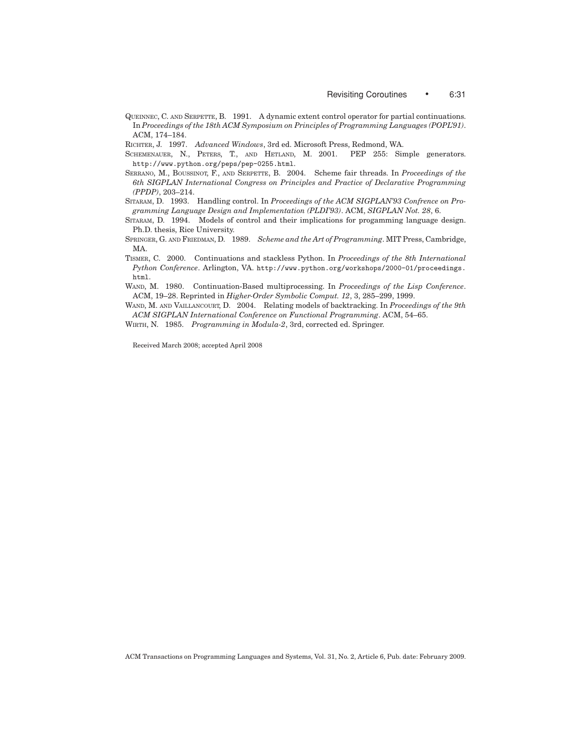QUEINNEC, C. AND SERPETTE, B. 1991. A dynamic extent control operator for partial continuations. In *Proceedings of the 18th ACM Symposium on Principles of Programming Languages (POPL'91)*. ACM, 174–184.

RICHTER, J. 1997. *Advanced Windows*, 3rd ed. Microsoft Press, Redmond, WA.

SCHEMENAUER, N., PETERS, T., AND HETLAND, M. 2001. PEP 255: Simple generators. `http://www.python.org/peps/pep-0255.html`.

SERRANO, M., BOUSSINOT, F., AND SERPETTE, B. 2004. Scheme fair threads. In *Proceedings of the 6th SIGPLAN International Congress on Principles and Practice of Declarative Programming (PPDP)*, 203–214.

SITARAM, D. 1993. Handling control. In *Proceedings of the ACM SIGPLAN'93 Confrence on Programming Language Design and Implementation (PLDI'93)*. ACM, *SIGPLAN Not. 28*, 6.

SITARAM, D. 1994. Models of control and their implications for progamming language design. Ph.D. thesis, Rice University.

SPRINGER, G. AND FRIEDMAN, D. 1989. *Scheme and the Art of Programming*. MIT Press, Cambridge, MA.

TISMER, C. 2000. Continuations and stackless Python. In *Proceedings of the 8th International Python Conference*. Arlington, VA. `http://www.python.org/workshops/2000-01/proceedings.html`.

WAND, M. 1980. Continuation-Based multiprocessing. In *Proceedings of the Lisp Conference*. ACM, 19–28. Reprinted in *Higher-Order Symbolic Comput. 12*, 3, 285–299, 1999.

WAND, M. AND VAILLANCOURT, D. 2004. Relating models of backtracking. In *Proceedings of the 9th ACM SIGPLAN International Conference on Functional Programming*. ACM, 54–65.

WIRTH, N. 1985. *Programming in Modula-2*, 3rd, corrected ed. Springer.

Received March 2008; accepted April 2008